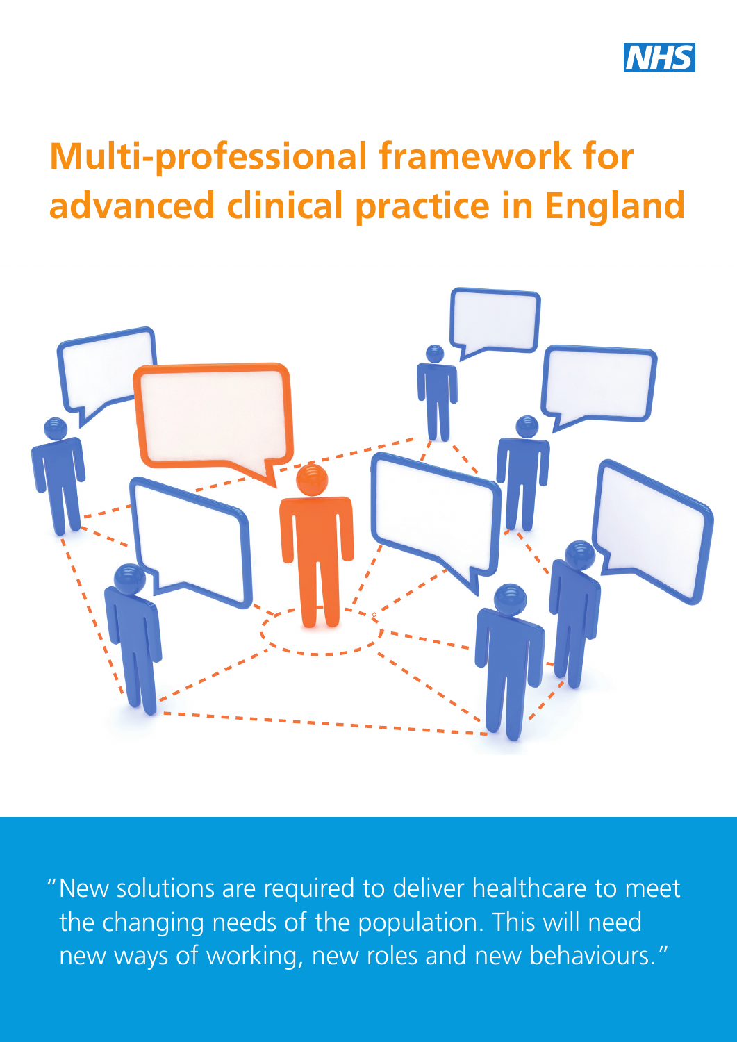# Multi-professional framework for advanced clinical practice in England

"New solutions are required to deliver healthcare to meet the changing needs of the population. This will need new ways of working, new roles and new behaviours."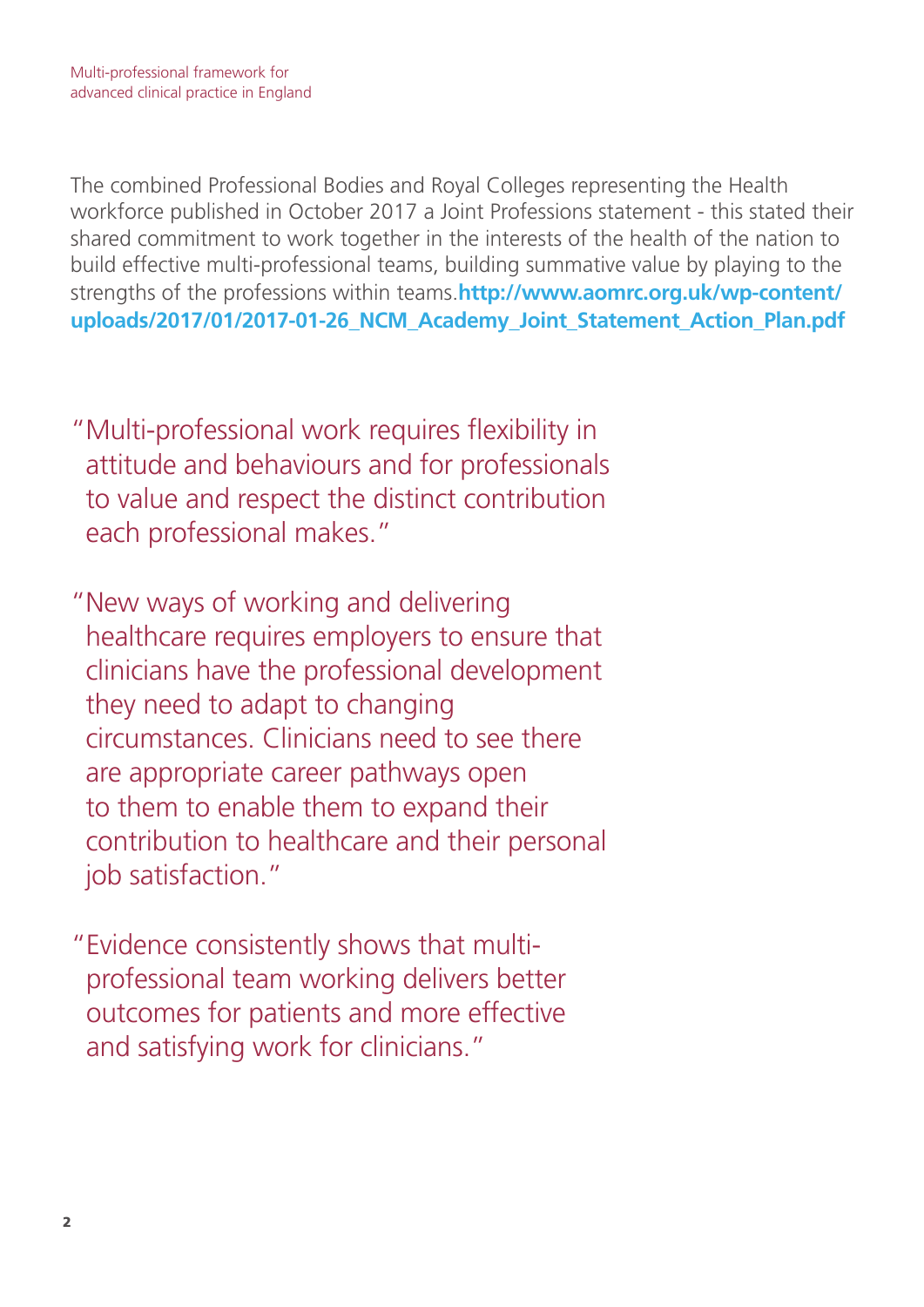The combined Professional Bodies and Royal Colleges representing the Health workforce published in October 2017 a Joint Professions statement - this stated their shared commitment to work together in the interests of the health of the nation to build effective multi-professional teams, building summative value by playing to the strengths of the professions within teams.**http://www.aomrc.org.uk/wp-content/uploads/2017/01/2017-01-26_NCM_Academy_Joint_Statement_Action_Plan.pdf**

"Multi-professional work requires flexibility in attitude and behaviours and for professionals to value and respect the distinct contribution each professional makes."

"New ways of working and delivering healthcare requires employers to ensure that clinicians have the professional development they need to adapt to changing circumstances. Clinicians need to see there are appropriate career pathways open to them to enable them to expand their contribution to healthcare and their personal job satisfaction."

"Evidence consistently shows that multi-professional team working delivers better outcomes for patients and more effective and satisfying work for clinicians."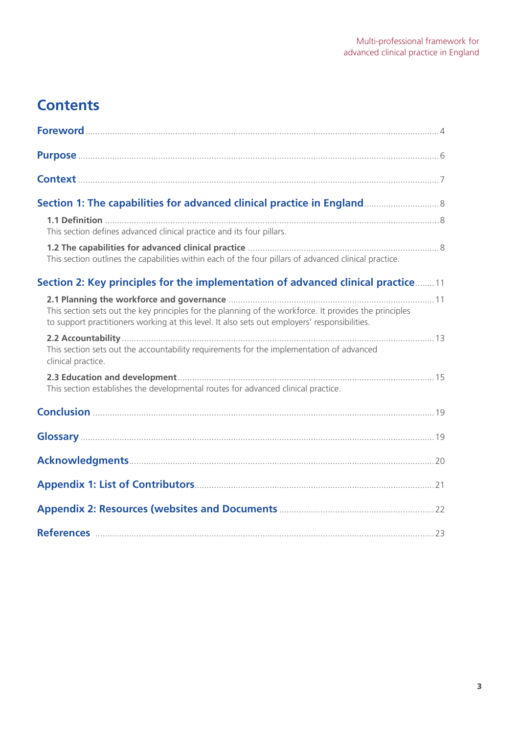# Contents

**Foreword** ... 4

**Purpose** ... 6

**Context** ... 7

**Section 1: The capabilities for advanced clinical practice in England** ... 8

**1.1 Definition** ... 8
This section defines advanced clinical practice and its four pillars.

**1.2 The capabilities for advanced clinical practice** ... 8
This section outlines the capabilities within each of the four pillars of advanced clinical practice.

**Section 2: Key principles for the implementation of advanced clinical practice** ... 11

**2.1 Planning the workforce and governance** ... 11
This section sets out the key principles for the planning of the workforce. It provides the principles to support practitioners working at this level. It also sets out employers' responsibilities.

**2.2 Accountability** ... 13
This section sets out the accountability requirements for the implementation of advanced clinical practice.

**2.3 Education and development** ... 15
This section establishes the developmental routes for advanced clinical practice.

**Conclusion** ... 19

**Glossary** ... 19

**Acknowledgments** ... 20

**Appendix 1: List of Contributors** ... 21

**Appendix 2: Resources (websites and Documents** ... 22

**References** ... 23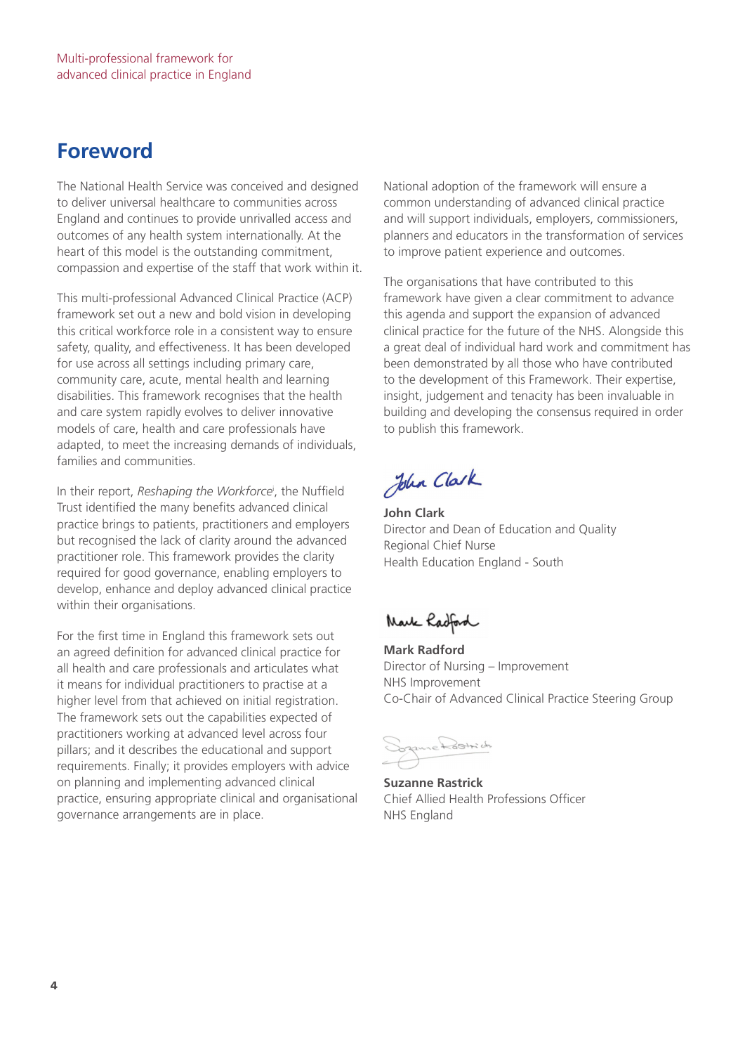# Foreword

The National Health Service was conceived and designed to deliver universal healthcare to communities across England and continues to provide unrivalled access and outcomes of any health system internationally. At the heart of this model is the outstanding commitment, compassion and expertise of the staff that work within it.

This multi-professional Advanced Clinical Practice (ACP) framework set out a new and bold vision in developing this critical workforce role in a consistent way to ensure safety, quality, and effectiveness. It has been developed for use across all settings including primary care, community care, acute, mental health and learning disabilities. This framework recognises that the health and care system rapidly evolves to deliver innovative models of care, health and care professionals have adapted, to meet the increasing demands of individuals, families and communities.

In their report, *Reshaping the Workforce*[i], the Nuffield Trust identified the many benefits advanced clinical practice brings to patients, practitioners and employers but recognised the lack of clarity around the advanced practitioner role. This framework provides the clarity required for good governance, enabling employers to develop, enhance and deploy advanced clinical practice within their organisations.

For the first time in England this framework sets out an agreed definition for advanced clinical practice for all health and care professionals and articulates what it means for individual practitioners to practise at a higher level from that achieved on initial registration. The framework sets out the capabilities expected of practitioners working at advanced level across four pillars; and it describes the educational and support requirements. Finally; it provides employers with advice on planning and implementing advanced clinical practice, ensuring appropriate clinical and organisational governance arrangements are in place.

National adoption of the framework will ensure a common understanding of advanced clinical practice and will support individuals, employers, commissioners, planners and educators in the transformation of services to improve patient experience and outcomes.

The organisations that have contributed to this framework have given a clear commitment to advance this agenda and support the expansion of advanced clinical practice for the future of the NHS. Alongside this a great deal of individual hard work and commitment has been demonstrated by all those who have contributed to the development of this Framework. Their expertise, insight, judgement and tenacity has been invaluable in building and developing the consensus required in order to publish this framework.

**John Clark**
Director and Dean of Education and Quality
Regional Chief Nurse
Health Education England - South

**Mark Radford**
Director of Nursing – Improvement
NHS Improvement
Co-Chair of Advanced Clinical Practice Steering Group

**Suzanne Rastrick**
Chief Allied Health Professions Officer
NHS England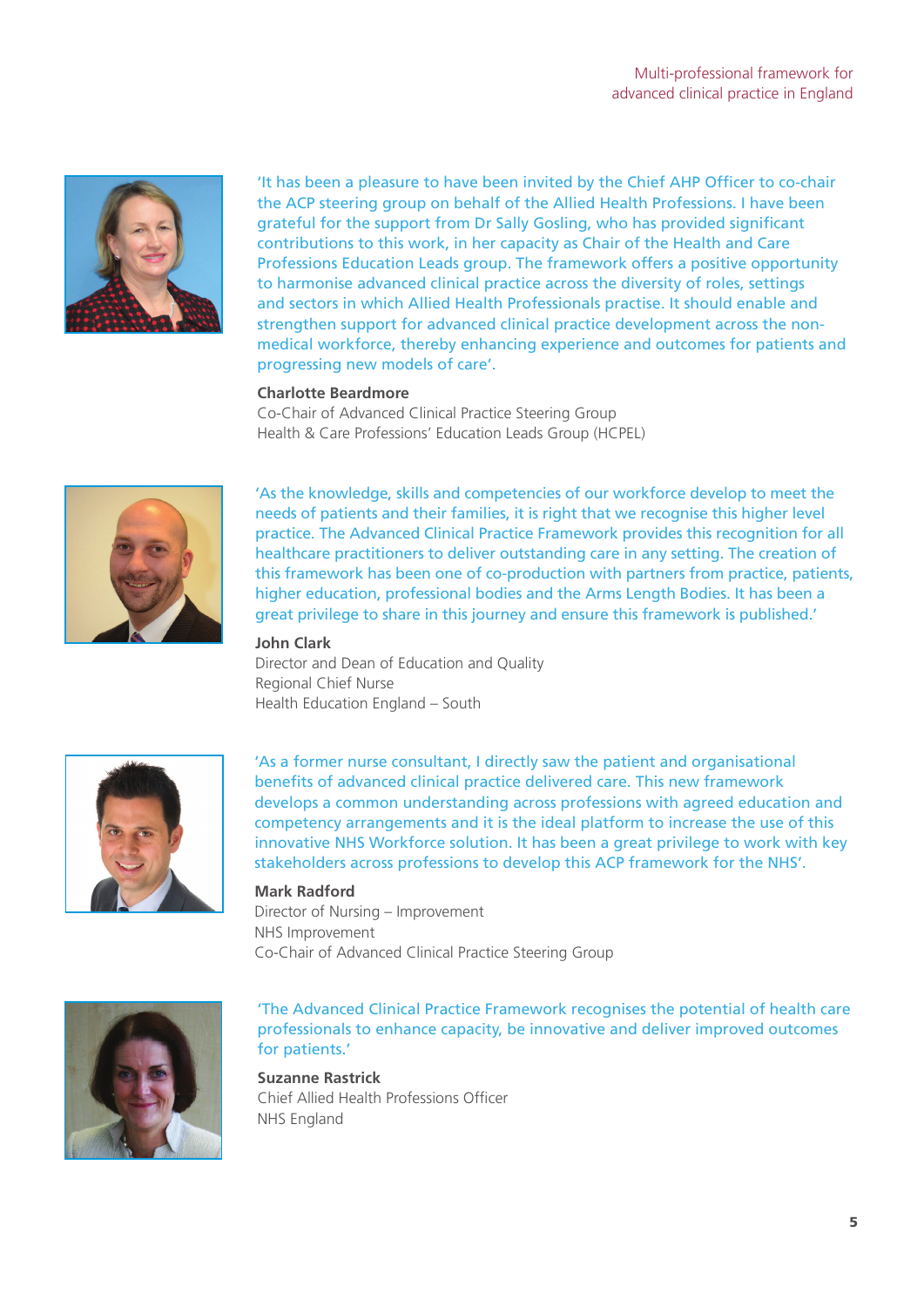'It has been a pleasure to have been invited by the Chief AHP Officer to co-chair the ACP steering group on behalf of the Allied Health Professions. I have been grateful for the support from Dr Sally Gosling, who has provided significant contributions to this work, in her capacity as Chair of the Health and Care Professions Education Leads group. The framework offers a positive opportunity to harmonise advanced clinical practice across the diversity of roles, settings and sectors in which Allied Health Professionals practise. It should enable and strengthen support for advanced clinical practice development across the non-medical workforce, thereby enhancing experience and outcomes for patients and progressing new models of care'.

**Charlotte Beardmore**
Co-Chair of Advanced Clinical Practice Steering Group
Health & Care Professions' Education Leads Group (HCPEL)

'As the knowledge, skills and competencies of our workforce develop to meet the needs of patients and their families, it is right that we recognise this higher level practice. The Advanced Clinical Practice Framework provides this recognition for all healthcare practitioners to deliver outstanding care in any setting. The creation of this framework has been one of co-production with partners from practice, patients, higher education, professional bodies and the Arms Length Bodies. It has been a great privilege to share in this journey and ensure this framework is published.'

**John Clark**
Director and Dean of Education and Quality
Regional Chief Nurse
Health Education England – South

'As a former nurse consultant, I directly saw the patient and organisational benefits of advanced clinical practice delivered care. This new framework develops a common understanding across professions with agreed education and competency arrangements and it is the ideal platform to increase the use of this innovative NHS Workforce solution. It has been a great privilege to work with key stakeholders across professions to develop this ACP framework for the NHS'.

**Mark Radford**
Director of Nursing – Improvement
NHS Improvement
Co-Chair of Advanced Clinical Practice Steering Group

'The Advanced Clinical Practice Framework recognises the potential of health care professionals to enhance capacity, be innovative and deliver improved outcomes for patients.'

**Suzanne Rastrick**
Chief Allied Health Professions Officer
NHS England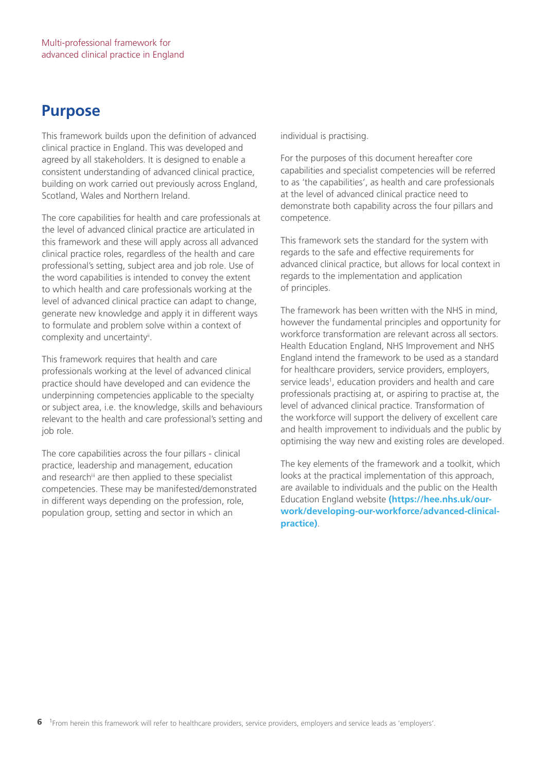## Purpose

This framework builds upon the definition of advanced clinical practice in England. This was developed and agreed by all stakeholders. It is designed to enable a consistent understanding of advanced clinical practice, building on work carried out previously across England, Scotland, Wales and Northern Ireland.

The core capabilities for health and care professionals at the level of advanced clinical practice are articulated in this framework and these will apply across all advanced clinical practice roles, regardless of the health and care professional's setting, subject area and job role. Use of the word capabilities is intended to convey the extent to which health and care professionals working at the level of advanced clinical practice can adapt to change, generate new knowledge and apply it in different ways to formulate and problem solve within a context of complexity and uncertainty[ii].

This framework requires that health and care professionals working at the level of advanced clinical practice should have developed and can evidence the underpinning competencies applicable to the specialty or subject area, i.e. the knowledge, skills and behaviours relevant to the health and care professional's setting and job role.

The core capabilities across the four pillars - clinical practice, leadership and management, education and research[iii] are then applied to these specialist competencies. These may be manifested/demonstrated in different ways depending on the profession, role, population group, setting and sector in which an individual is practising.

For the purposes of this document hereafter core capabilities and specialist competencies will be referred to as 'the capabilities', as health and care professionals at the level of advanced clinical practice need to demonstrate both capability across the four pillars and competence.

This framework sets the standard for the system with regards to the safe and effective requirements for advanced clinical practice, but allows for local context in regards to the implementation and application of principles.

The framework has been written with the NHS in mind, however the fundamental principles and opportunity for workforce transformation are relevant across all sectors. Health Education England, NHS Improvement and NHS England intend the framework to be used as a standard for healthcare providers, service providers, employers, service leads[1], education providers and health and care professionals practising at, or aspiring to practise at, the level of advanced clinical practice. Transformation of the workforce will support the delivery of excellent care and health improvement to individuals and the public by optimising the way new and existing roles are developed.

The key elements of the framework and a toolkit, which looks at the practical implementation of this approach, are available to individuals and the public on the Health Education England website **(https://hee.nhs.uk/our-work/developing-our-workforce/advanced-clinical-practice)**.

[1]From herein this framework will refer to healthcare providers, service providers, employers and service leads as 'employers'.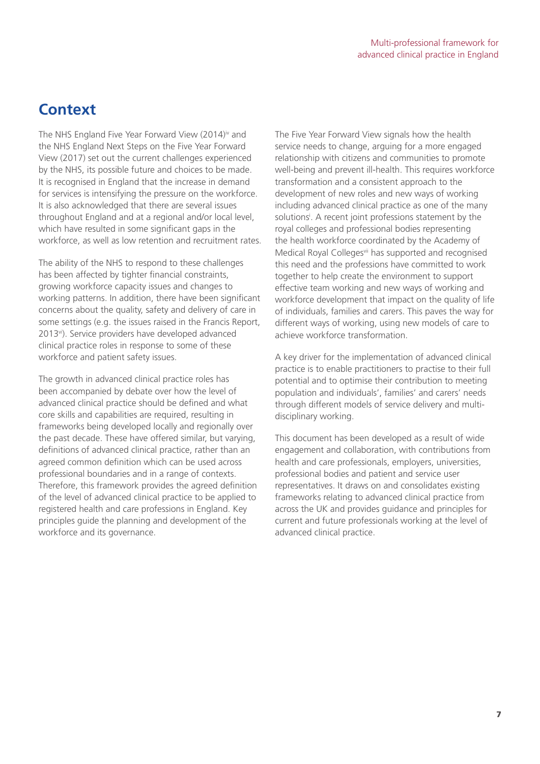## Context

The NHS England Five Year Forward View (2014)[iv] and the NHS England Next Steps on the Five Year Forward View (2017) set out the current challenges experienced by the NHS, its possible future and choices to be made. It is recognised in England that the increase in demand for services is intensifying the pressure on the workforce. It is also acknowledged that there are several issues throughout England and at a regional and/or local level, which have resulted in some significant gaps in the workforce, as well as low retention and recruitment rates.

The ability of the NHS to respond to these challenges has been affected by tighter financial constraints, growing workforce capacity issues and changes to working patterns. In addition, there have been significant concerns about the quality, safety and delivery of care in some settings (e.g. the issues raised in the Francis Report, 2013[vi]). Service providers have developed advanced clinical practice roles in response to some of these workforce and patient safety issues.

The growth in advanced clinical practice roles has been accompanied by debate over how the level of advanced clinical practice should be defined and what core skills and capabilities are required, resulting in frameworks being developed locally and regionally over the past decade. These have offered similar, but varying, definitions of advanced clinical practice, rather than an agreed common definition which can be used across professional boundaries and in a range of contexts. Therefore, this framework provides the agreed definition of the level of advanced clinical practice to be applied to registered health and care professions in England. Key principles guide the planning and development of the workforce and its governance.

The Five Year Forward View signals how the health service needs to change, arguing for a more engaged relationship with citizens and communities to promote well-being and prevent ill-health. This requires workforce transformation and a consistent approach to the development of new roles and new ways of working including advanced clinical practice as one of the many solutions[i]. A recent joint professions statement by the royal colleges and professional bodies representing the health workforce coordinated by the Academy of Medical Royal Colleges[vii] has supported and recognised this need and the professions have committed to work together to help create the environment to support effective team working and new ways of working and workforce development that impact on the quality of life of individuals, families and carers. This paves the way for different ways of working, using new models of care to achieve workforce transformation.

A key driver for the implementation of advanced clinical practice is to enable practitioners to practise to their full potential and to optimise their contribution to meeting population and individuals', families' and carers' needs through different models of service delivery and multi-disciplinary working.

This document has been developed as a result of wide engagement and collaboration, with contributions from health and care professionals, employers, universities, professional bodies and patient and service user representatives. It draws on and consolidates existing frameworks relating to advanced clinical practice from across the UK and provides guidance and principles for current and future professionals working at the level of advanced clinical practice.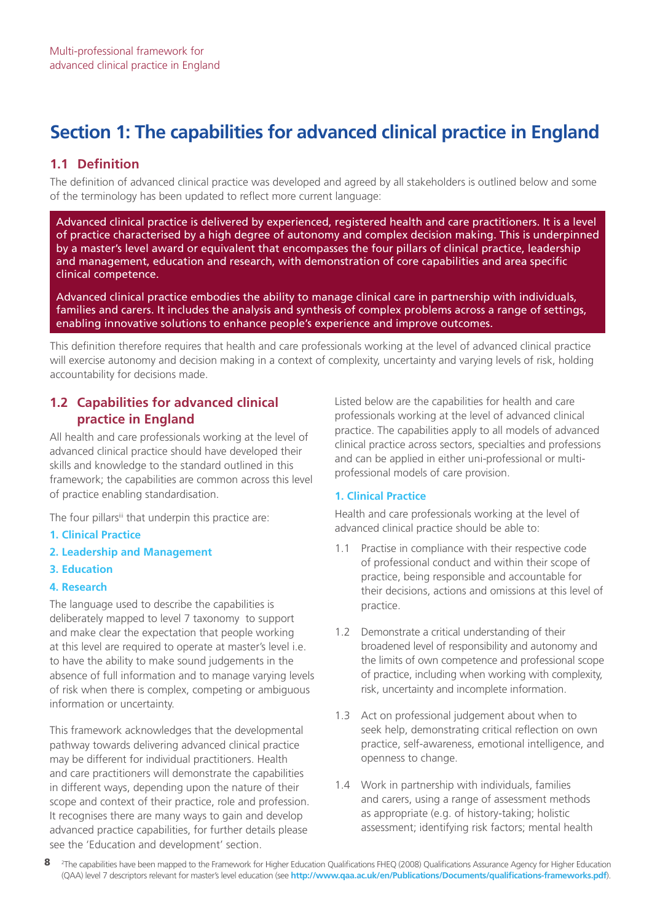# Section 1: The capabilities for advanced clinical practice in England

## 1.1 Definition

The definition of advanced clinical practice was developed and agreed by all stakeholders is outlined below and some of the terminology has been updated to reflect more current language:

> Advanced clinical practice is delivered by experienced, registered health and care practitioners. It is a level of practice characterised by a high degree of autonomy and complex decision making. This is underpinned by a master's level award or equivalent that encompasses the four pillars of clinical practice, leadership and management, education and research, with demonstration of core capabilities and area specific clinical competence.
>
> Advanced clinical practice embodies the ability to manage clinical care in partnership with individuals, families and carers. It includes the analysis and synthesis of complex problems across a range of settings, enabling innovative solutions to enhance people's experience and improve outcomes.

This definition therefore requires that health and care professionals working at the level of advanced clinical practice will exercise autonomy and decision making in a context of complexity, uncertainty and varying levels of risk, holding accountability for decisions made.

## 1.2 Capabilities for advanced clinical practice in England

All health and care professionals working at the level of advanced clinical practice should have developed their skills and knowledge to the standard outlined in this framework; the capabilities are common across this level of practice enabling standardisation.

The four pillars[iii] that underpin this practice are:

1. **Clinical Practice**
2. **Leadership and Management**
3. **Education**
4. **Research**

The language used to describe the capabilities is deliberately mapped to level 7 taxonomy to support and make clear the expectation that people working at this level are required to operate at master's level i.e. to have the ability to make sound judgements in the absence of full information and to manage varying levels of risk when there is complex, competing or ambiguous information or uncertainty.

This framework acknowledges that the developmental pathway towards delivering advanced clinical practice may be different for individual practitioners. Health and care practitioners will demonstrate the capabilities in different ways, depending upon the nature of their scope and context of their practice, role and profession. It recognises there are many ways to gain and develop advanced practice capabilities, for further details please see the 'Education and development' section.

Listed below are the capabilities for health and care professionals working at the level of advanced clinical practice. The capabilities apply to all models of advanced clinical practice across sectors, specialties and professions and can be applied in either uni-professional or multi-professional models of care provision.

### 1. Clinical Practice

Health and care professionals working at the level of advanced clinical practice should be able to:

1.1 Practise in compliance with their respective code of professional conduct and within their scope of practice, being responsible and accountable for their decisions, actions and omissions at this level of practice.

1.2 Demonstrate a critical understanding of their broadened level of responsibility and autonomy and the limits of own competence and professional scope of practice, including when working with complexity, risk, uncertainty and incomplete information.

1.3 Act on professional judgement about when to seek help, demonstrating critical reflection on own practice, self-awareness, emotional intelligence, and openness to change.

1.4 Work in partnership with individuals, families and carers, using a range of assessment methods as appropriate (e.g. of history-taking; holistic assessment; identifying risk factors; mental health

[2] The capabilities have been mapped to the Framework for Higher Education Qualifications FHEQ (2008) Qualifications Assurance Agency for Higher Education (QAA) level 7 descriptors relevant for master's level education (see **http://www.qaa.ac.uk/en/Publications/Documents/qualifications-frameworks.pdf**).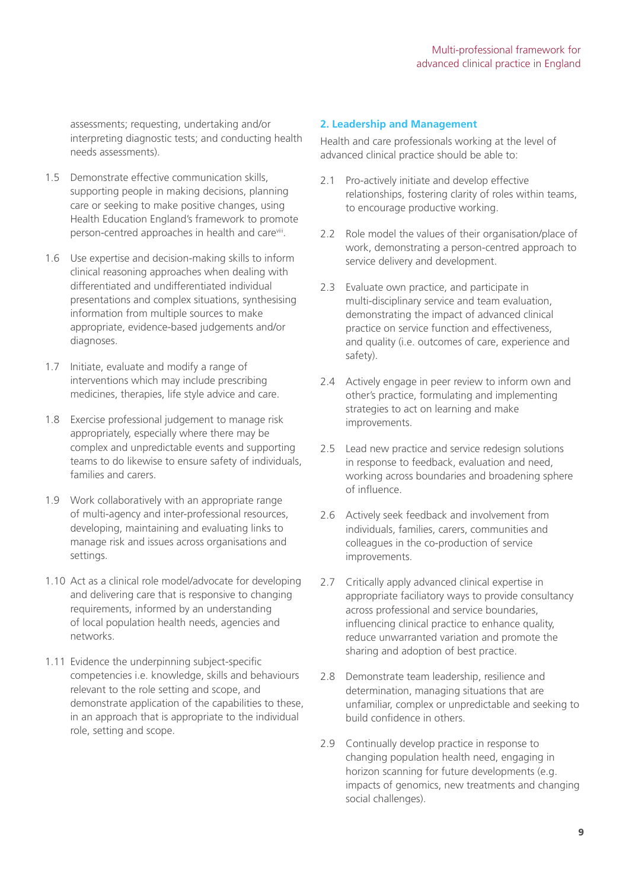assessments; requesting, undertaking and/or interpreting diagnostic tests; and conducting health needs assessments).

1.5 Demonstrate effective communication skills, supporting people in making decisions, planning care or seeking to make positive changes, using Health Education England's framework to promote person-centred approaches in health and care[viii].

1.6 Use expertise and decision-making skills to inform clinical reasoning approaches when dealing with differentiated and undifferentiated individual presentations and complex situations, synthesising information from multiple sources to make appropriate, evidence-based judgements and/or diagnoses.

1.7 Initiate, evaluate and modify a range of interventions which may include prescribing medicines, therapies, life style advice and care.

1.8 Exercise professional judgement to manage risk appropriately, especially where there may be complex and unpredictable events and supporting teams to do likewise to ensure safety of individuals, families and carers.

1.9 Work collaboratively with an appropriate range of multi-agency and inter-professional resources, developing, maintaining and evaluating links to manage risk and issues across organisations and settings.

1.10 Act as a clinical role model/advocate for developing and delivering care that is responsive to changing requirements, informed by an understanding of local population health needs, agencies and networks.

1.11 Evidence the underpinning subject-specific competencies i.e. knowledge, skills and behaviours relevant to the role setting and scope, and demonstrate application of the capabilities to these, in an approach that is appropriate to the individual role, setting and scope.

## 2. Leadership and Management

Health and care professionals working at the level of advanced clinical practice should be able to:

2.1 Pro-actively initiate and develop effective relationships, fostering clarity of roles within teams, to encourage productive working.

2.2 Role model the values of their organisation/place of work, demonstrating a person-centred approach to service delivery and development.

2.3 Evaluate own practice, and participate in multi-disciplinary service and team evaluation, demonstrating the impact of advanced clinical practice on service function and effectiveness, and quality (i.e. outcomes of care, experience and safety).

2.4 Actively engage in peer review to inform own and other's practice, formulating and implementing strategies to act on learning and make improvements.

2.5 Lead new practice and service redesign solutions in response to feedback, evaluation and need, working across boundaries and broadening sphere of influence.

2.6 Actively seek feedback and involvement from individuals, families, carers, communities and colleagues in the co-production of service improvements.

2.7 Critically apply advanced clinical expertise in appropriate faciliatory ways to provide consultancy across professional and service boundaries, influencing clinical practice to enhance quality, reduce unwarranted variation and promote the sharing and adoption of best practice.

2.8 Demonstrate team leadership, resilience and determination, managing situations that are unfamiliar, complex or unpredictable and seeking to build confidence in others.

2.9 Continually develop practice in response to changing population health need, engaging in horizon scanning for future developments (e.g. impacts of genomics, new treatments and changing social challenges).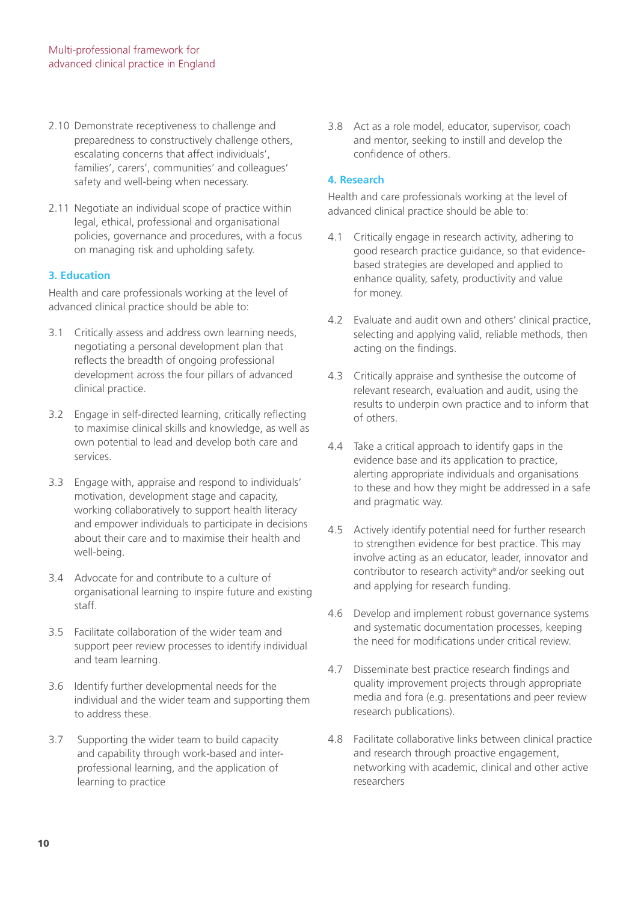2.10 Demonstrate receptiveness to challenge and preparedness to constructively challenge others, escalating concerns that affect individuals', families', carers', communities' and colleagues' safety and well-being when necessary.

2.11 Negotiate an individual scope of practice within legal, ethical, professional and organisational policies, governance and procedures, with a focus on managing risk and upholding safety.

### 3. Education

Health and care professionals working at the level of advanced clinical practice should be able to:

3.1 Critically assess and address own learning needs, negotiating a personal development plan that reflects the breadth of ongoing professional development across the four pillars of advanced clinical practice.

3.2 Engage in self-directed learning, critically reflecting to maximise clinical skills and knowledge, as well as own potential to lead and develop both care and services.

3.3 Engage with, appraise and respond to individuals' motivation, development stage and capacity, working collaboratively to support health literacy and empower individuals to participate in decisions about their care and to maximise their health and well-being.

3.4 Advocate for and contribute to a culture of organisational learning to inspire future and existing staff.

3.5 Facilitate collaboration of the wider team and support peer review processes to identify individual and team learning.

3.6 Identify further developmental needs for the individual and the wider team and supporting them to address these.

3.7 Supporting the wider team to build capacity and capability through work-based and inter-professional learning, and the application of learning to practice

3.8 Act as a role model, educator, supervisor, coach and mentor, seeking to instill and develop the confidence of others.

### 4. Research

Health and care professionals working at the level of advanced clinical practice should be able to:

4.1 Critically engage in research activity, adhering to good research practice guidance, so that evidence-based strategies are developed and applied to enhance quality, safety, productivity and value for money.

4.2 Evaluate and audit own and others' clinical practice, selecting and applying valid, reliable methods, then acting on the findings.

4.3 Critically appraise and synthesise the outcome of relevant research, evaluation and audit, using the results to underpin own practice and to inform that of others.

4.4 Take a critical approach to identify gaps in the evidence base and its application to practice, alerting appropriate individuals and organisations to these and how they might be addressed in a safe and pragmatic way.

4.5 Actively identify potential need for further research to strengthen evidence for best practice. This may involve acting as an educator, leader, innovator and contributor to research activity[ix] and/or seeking out and applying for research funding.

4.6 Develop and implement robust governance systems and systematic documentation processes, keeping the need for modifications under critical review.

4.7 Disseminate best practice research findings and quality improvement projects through appropriate media and fora (e.g. presentations and peer review research publications).

4.8 Facilitate collaborative links between clinical practice and research through proactive engagement, networking with academic, clinical and other active researchers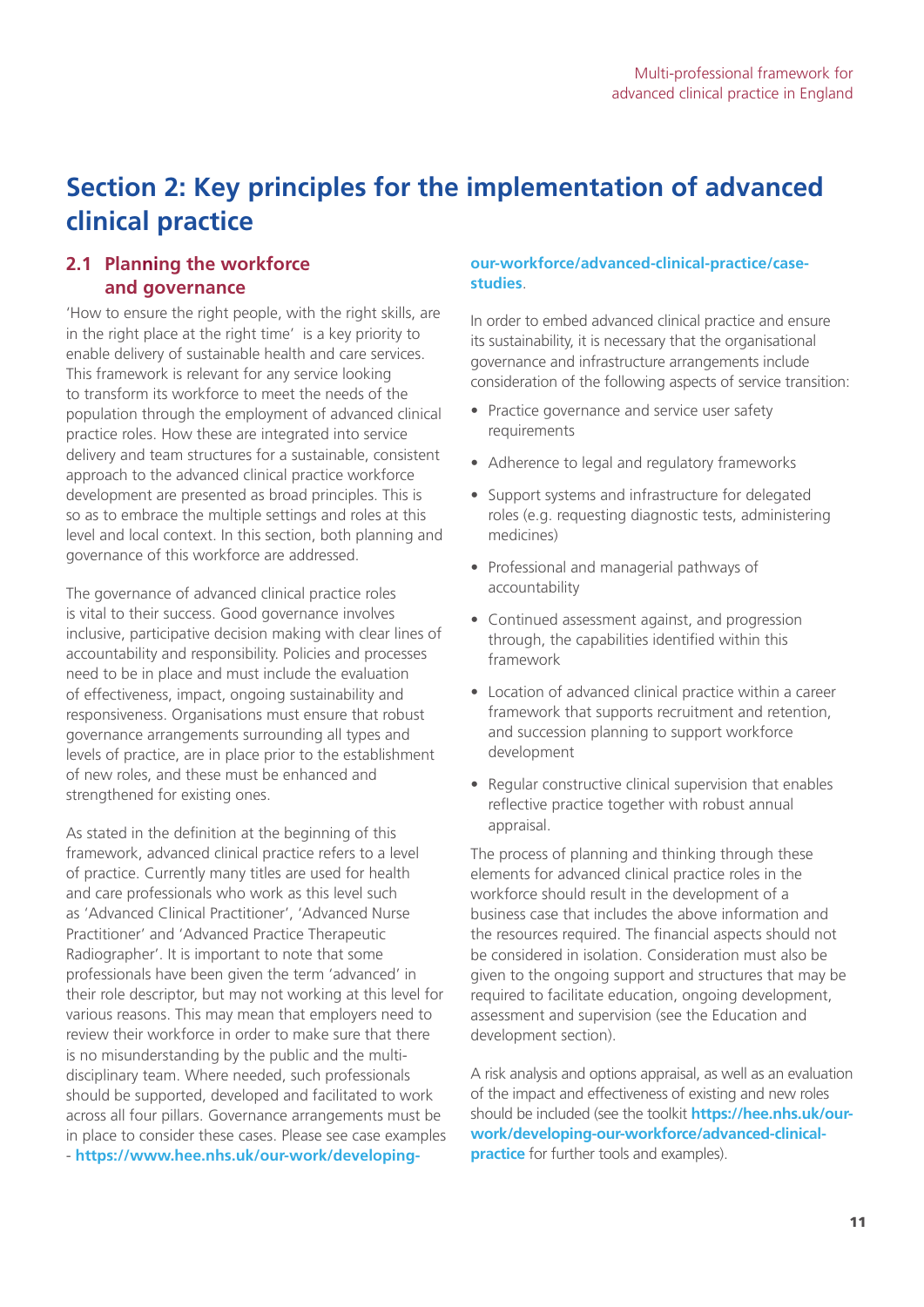# Section 2: Key principles for the implementation of advanced clinical practice

## 2.1 Planning the workforce and governance

'How to ensure the right people, with the right skills, are in the right place at the right time' is a key priority to enable delivery of sustainable health and care services. This framework is relevant for any service looking to transform its workforce to meet the needs of the population through the employment of advanced clinical practice roles. How these are integrated into service delivery and team structures for a sustainable, consistent approach to the advanced clinical practice workforce development are presented as broad principles. This is so as to embrace the multiple settings and roles at this level and local context. In this section, both planning and governance of this workforce are addressed.

The governance of advanced clinical practice roles is vital to their success. Good governance involves inclusive, participative decision making with clear lines of accountability and responsibility. Policies and processes need to be in place and must include the evaluation of effectiveness, impact, ongoing sustainability and responsiveness. Organisations must ensure that robust governance arrangements surrounding all types and levels of practice, are in place prior to the establishment of new roles, and these must be enhanced and strengthened for existing ones.

As stated in the definition at the beginning of this framework, advanced clinical practice refers to a level of practice. Currently many titles are used for health and care professionals who work as this level such as 'Advanced Clinical Practitioner', 'Advanced Nurse Practitioner' and 'Advanced Practice Therapeutic Radiographer'. It is important to note that some professionals have been given the term 'advanced' in their role descriptor, but may not working at this level for various reasons. This may mean that employers need to review their workforce in order to make sure that there is no misunderstanding by the public and the multi-disciplinary team. Where needed, such professionals should be supported, developed and facilitated to work across all four pillars. Governance arrangements must be in place to consider these cases. Please see case examples - **https://www.hee.nhs.uk/our-work/developing-our-workforce/advanced-clinical-practice/case-studies**.

In order to embed advanced clinical practice and ensure its sustainability, it is necessary that the organisational governance and infrastructure arrangements include consideration of the following aspects of service transition:

- Practice governance and service user safety requirements
- Adherence to legal and regulatory frameworks
- Support systems and infrastructure for delegated roles (e.g. requesting diagnostic tests, administering medicines)
- Professional and managerial pathways of accountability
- Continued assessment against, and progression through, the capabilities identified within this framework
- Location of advanced clinical practice within a career framework that supports recruitment and retention, and succession planning to support workforce development
- Regular constructive clinical supervision that enables reflective practice together with robust annual appraisal.

The process of planning and thinking through these elements for advanced clinical practice roles in the workforce should result in the development of a business case that includes the above information and the resources required. The financial aspects should not be considered in isolation. Consideration must also be given to the ongoing support and structures that may be required to facilitate education, ongoing development, assessment and supervision (see the Education and development section).

A risk analysis and options appraisal, as well as an evaluation of the impact and effectiveness of existing and new roles should be included (see the toolkit **https://hee.nhs.uk/our-work/developing-our-workforce/advanced-clinical-practice** for further tools and examples).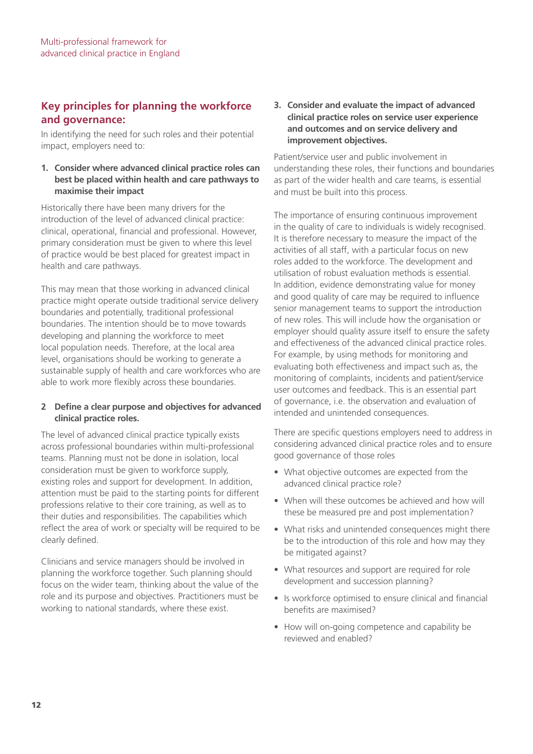## Key principles for planning the workforce and governance:

In identifying the need for such roles and their potential impact, employers need to:

**1. Consider where advanced clinical practice roles can best be placed within health and care pathways to maximise their impact**

Historically there have been many drivers for the introduction of the level of advanced clinical practice: clinical, operational, financial and professional. However, primary consideration must be given to where this level of practice would be best placed for greatest impact in health and care pathways.

This may mean that those working in advanced clinical practice might operate outside traditional service delivery boundaries and potentially, traditional professional boundaries. The intention should be to move towards developing and planning the workforce to meet local population needs. Therefore, at the local area level, organisations should be working to generate a sustainable supply of health and care workforces who are able to work more flexibly across these boundaries.

**2 Define a clear purpose and objectives for advanced clinical practice roles.**

The level of advanced clinical practice typically exists across professional boundaries within multi-professional teams. Planning must not be done in isolation, local consideration must be given to workforce supply, existing roles and support for development. In addition, attention must be paid to the starting points for different professions relative to their core training, as well as to their duties and responsibilities. The capabilities which reflect the area of work or specialty will be required to be clearly defined.

Clinicians and service managers should be involved in planning the workforce together. Such planning should focus on the wider team, thinking about the value of the role and its purpose and objectives. Practitioners must be working to national standards, where these exist.

**3. Consider and evaluate the impact of advanced clinical practice roles on service user experience and outcomes and on service delivery and improvement objectives.**

Patient/service user and public involvement in understanding these roles, their functions and boundaries as part of the wider health and care teams, is essential and must be built into this process.

The importance of ensuring continuous improvement in the quality of care to individuals is widely recognised. It is therefore necessary to measure the impact of the activities of all staff, with a particular focus on new roles added to the workforce. The development and utilisation of robust evaluation methods is essential. In addition, evidence demonstrating value for money and good quality of care may be required to influence senior management teams to support the introduction of new roles. This will include how the organisation or employer should quality assure itself to ensure the safety and effectiveness of the advanced clinical practice roles. For example, by using methods for monitoring and evaluating both effectiveness and impact such as, the monitoring of complaints, incidents and patient/service user outcomes and feedback. This is an essential part of governance, i.e. the observation and evaluation of intended and unintended consequences.

There are specific questions employers need to address in considering advanced clinical practice roles and to ensure good governance of those roles

- What objective outcomes are expected from the advanced clinical practice role?
- When will these outcomes be achieved and how will these be measured pre and post implementation?
- What risks and unintended consequences might there be to the introduction of this role and how may they be mitigated against?
- What resources and support are required for role development and succession planning?
- Is workforce optimised to ensure clinical and financial benefits are maximised?
- How will on-going competence and capability be reviewed and enabled?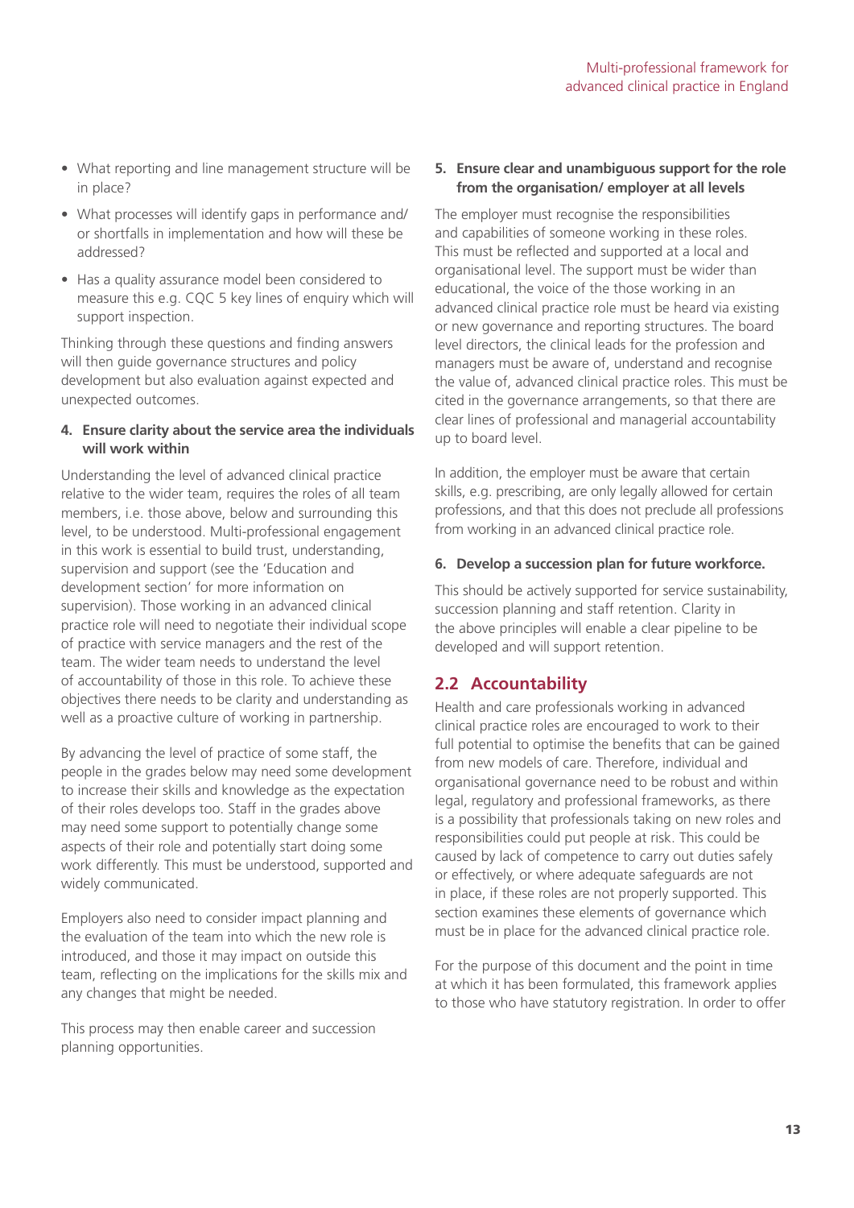- What reporting and line management structure will be in place?
- What processes will identify gaps in performance and/or shortfalls in implementation and how will these be addressed?
- Has a quality assurance model been considered to measure this e.g. CQC 5 key lines of enquiry which will support inspection.

Thinking through these questions and finding answers will then guide governance structures and policy development but also evaluation against expected and unexpected outcomes.

**4. Ensure clarity about the service area the individuals will work within**

Understanding the level of advanced clinical practice relative to the wider team, requires the roles of all team members, i.e. those above, below and surrounding this level, to be understood. Multi-professional engagement in this work is essential to build trust, understanding, supervision and support (see the 'Education and development section' for more information on supervision). Those working in an advanced clinical practice role will need to negotiate their individual scope of practice with service managers and the rest of the team. The wider team needs to understand the level of accountability of those in this role. To achieve these objectives there needs to be clarity and understanding as well as a proactive culture of working in partnership.

By advancing the level of practice of some staff, the people in the grades below may need some development to increase their skills and knowledge as the expectation of their roles develops too. Staff in the grades above may need some support to potentially change some aspects of their role and potentially start doing some work differently. This must be understood, supported and widely communicated.

Employers also need to consider impact planning and the evaluation of the team into which the new role is introduced, and those it may impact on outside this team, reflecting on the implications for the skills mix and any changes that might be needed.

This process may then enable career and succession planning opportunities.

**5. Ensure clear and unambiguous support for the role from the organisation/ employer at all levels**

The employer must recognise the responsibilities and capabilities of someone working in these roles. This must be reflected and supported at a local and organisational level. The support must be wider than educational, the voice of the those working in an advanced clinical practice role must be heard via existing or new governance and reporting structures. The board level directors, the clinical leads for the profession and managers must be aware of, understand and recognise the value of, advanced clinical practice roles. This must be cited in the governance arrangements, so that there are clear lines of professional and managerial accountability up to board level.

In addition, the employer must be aware that certain skills, e.g. prescribing, are only legally allowed for certain professions, and that this does not preclude all professions from working in an advanced clinical practice role.

**6. Develop a succession plan for future workforce.**

This should be actively supported for service sustainability, succession planning and staff retention. Clarity in the above principles will enable a clear pipeline to be developed and will support retention.

## 2.2 Accountability

Health and care professionals working in advanced clinical practice roles are encouraged to work to their full potential to optimise the benefits that can be gained from new models of care. Therefore, individual and organisational governance need to be robust and within legal, regulatory and professional frameworks, as there is a possibility that professionals taking on new roles and responsibilities could put people at risk. This could be caused by lack of competence to carry out duties safely or effectively, or where adequate safeguards are not in place, if these roles are not properly supported. This section examines these elements of governance which must be in place for the advanced clinical practice role.

For the purpose of this document and the point in time at which it has been formulated, this framework applies to those who have statutory registration. In order to offer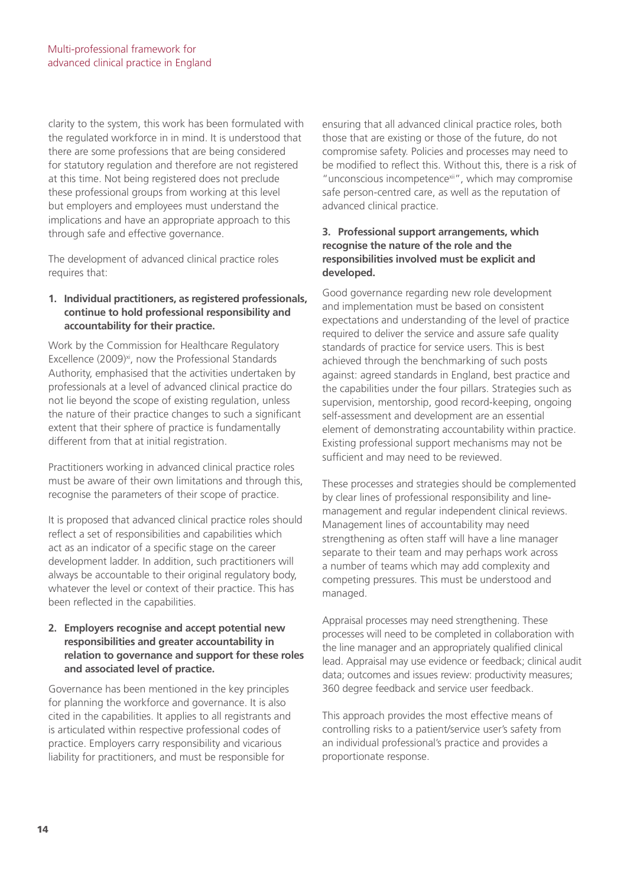clarity to the system, this work has been formulated with the regulated workforce in in mind. It is understood that there are some professions that are being considered for statutory regulation and therefore are not registered at this time. Not being registered does not preclude these professional groups from working at this level but employers and employees must understand the implications and have an appropriate approach to this through safe and effective governance.

The development of advanced clinical practice roles requires that:

**1. Individual practitioners, as registered professionals, continue to hold professional responsibility and accountability for their practice.**

Work by the Commission for Healthcare Regulatory Excellence (2009)[xi], now the Professional Standards Authority, emphasised that the activities undertaken by professionals at a level of advanced clinical practice do not lie beyond the scope of existing regulation, unless the nature of their practice changes to such a significant extent that their sphere of practice is fundamentally different from that at initial registration.

Practitioners working in advanced clinical practice roles must be aware of their own limitations and through this, recognise the parameters of their scope of practice.

It is proposed that advanced clinical practice roles should reflect a set of responsibilities and capabilities which act as an indicator of a specific stage on the career development ladder. In addition, such practitioners will always be accountable to their original regulatory body, whatever the level or context of their practice. This has been reflected in the capabilities.

**2. Employers recognise and accept potential new responsibilities and greater accountability in relation to governance and support for these roles and associated level of practice.**

Governance has been mentioned in the key principles for planning the workforce and governance. It is also cited in the capabilities. It applies to all registrants and is articulated within respective professional codes of practice. Employers carry responsibility and vicarious liability for practitioners, and must be responsible for ensuring that all advanced clinical practice roles, both those that are existing or those of the future, do not compromise safety. Policies and processes may need to be modified to reflect this. Without this, there is a risk of "unconscious incompetence[xii]", which may compromise safe person-centred care, as well as the reputation of advanced clinical practice.

**3. Professional support arrangements, which recognise the nature of the role and the responsibilities involved must be explicit and developed.**

Good governance regarding new role development and implementation must be based on consistent expectations and understanding of the level of practice required to deliver the service and assure safe quality standards of practice for service users. This is best achieved through the benchmarking of such posts against: agreed standards in England, best practice and the capabilities under the four pillars. Strategies such as supervision, mentorship, good record-keeping, ongoing self-assessment and development are an essential element of demonstrating accountability within practice. Existing professional support mechanisms may not be sufficient and may need to be reviewed.

These processes and strategies should be complemented by clear lines of professional responsibility and line-management and regular independent clinical reviews. Management lines of accountability may need strengthening as often staff will have a line manager separate to their team and may perhaps work across a number of teams which may add complexity and competing pressures. This must be understood and managed.

Appraisal processes may need strengthening. These processes will need to be completed in collaboration with the line manager and an appropriately qualified clinical lead. Appraisal may use evidence or feedback; clinical audit data; outcomes and issues review: productivity measures; 360 degree feedback and service user feedback.

This approach provides the most effective means of controlling risks to a patient/service user's safety from an individual professional's practice and provides a proportionate response.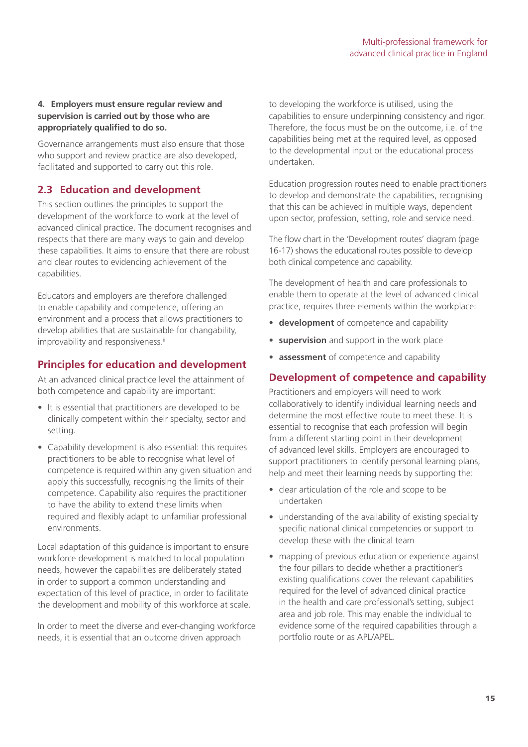**4. Employers must ensure regular review and supervision is carried out by those who are appropriately qualified to do so.**

Governance arrangements must also ensure that those who support and review practice are also developed, facilitated and supported to carry out this role.

## 2.3 Education and development

This section outlines the principles to support the development of the workforce to work at the level of advanced clinical practice. The document recognises and respects that there are many ways to gain and develop these capabilities. It aims to ensure that there are robust and clear routes to evidencing achievement of the capabilities.

Educators and employers are therefore challenged to enable capability and competence, offering an environment and a process that allows practitioners to develop abilities that are sustainable for changability, improvability and responsiveness.[ii]

### Principles for education and development

At an advanced clinical practice level the attainment of both competence and capability are important:

- It is essential that practitioners are developed to be clinically competent within their specialty, sector and setting.
- Capability development is also essential: this requires practitioners to be able to recognise what level of competence is required within any given situation and apply this successfully, recognising the limits of their competence. Capability also requires the practitioner to have the ability to extend these limits when required and flexibly adapt to unfamiliar professional environments.

Local adaptation of this guidance is important to ensure workforce development is matched to local population needs, however the capabilities are deliberately stated in order to support a common understanding and expectation of this level of practice, in order to facilitate the development and mobility of this workforce at scale.

In order to meet the diverse and ever-changing workforce needs, it is essential that an outcome driven approach to developing the workforce is utilised, using the capabilities to ensure underpinning consistency and rigor. Therefore, the focus must be on the outcome, i.e. of the capabilities being met at the required level, as opposed to the developmental input or the educational process undertaken.

Education progression routes need to enable practitioners to develop and demonstrate the capabilities, recognising that this can be achieved in multiple ways, dependent upon sector, profession, setting, role and service need.

The flow chart in the 'Development routes' diagram (page 16-17) shows the educational routes possible to develop both clinical competence and capability.

The development of health and care professionals to enable them to operate at the level of advanced clinical practice, requires three elements within the workplace:

- **development** of competence and capability
- **supervision** and support in the work place
- **assessment** of competence and capability

### Development of competence and capability

Practitioners and employers will need to work collaboratively to identify individual learning needs and determine the most effective route to meet these. It is essential to recognise that each profession will begin from a different starting point in their development of advanced level skills. Employers are encouraged to support practitioners to identify personal learning plans, help and meet their learning needs by supporting the:

- clear articulation of the role and scope to be undertaken
- understanding of the availability of existing speciality specific national clinical competencies or support to develop these with the clinical team
- mapping of previous education or experience against the four pillars to decide whether a practitioner's existing qualifications cover the relevant capabilities required for the level of advanced clinical practice in the health and care professional's setting, subject area and job role. This may enable the individual to evidence some of the required capabilities through a portfolio route or as APL/APEL.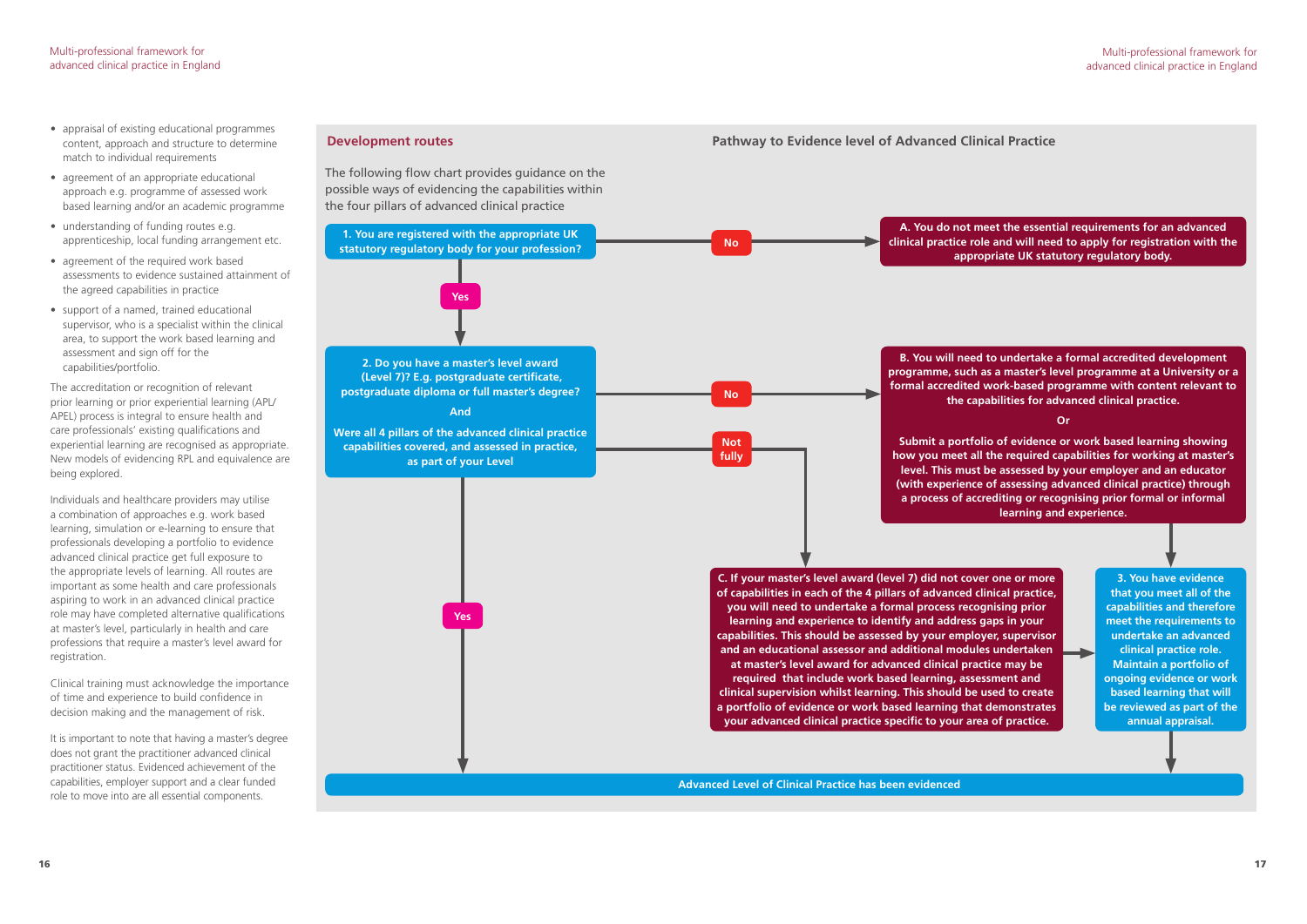- appraisal of existing educational programmes content, approach and structure to determine match to individual requirements
- agreement of an appropriate educational approach e.g. programme of assessed work based learning and/or an academic programme
- understanding of funding routes e.g. apprenticeship, local funding arrangement etc.
- agreement of the required work based assessments to evidence sustained attainment of the agreed capabilities in practice
- support of a named, trained educational supervisor, who is a specialist within the clinical area, to support the work based learning and assessment and sign off for the capabilities/portfolio.

The accreditation or recognition of relevant prior learning or prior experiential learning (APL/APEL) process is integral to ensure health and care professionals' existing qualifications and experiential learning are recognised as appropriate. New models of evidencing RPL and equivalence are being explored.

Individuals and healthcare providers may utilise a combination of approaches e.g. work based learning, simulation or e-learning to ensure that professionals developing a portfolio to evidence advanced clinical practice get full exposure to the appropriate levels of learning. All routes are important as some health and care professionals aspiring to work in an advanced clinical practice role may have completed alternative qualifications at master's level, particularly in health and care professions that require a master's level award for registration.

Clinical training must acknowledge the importance of time and experience to build confidence in decision making and the management of risk.

It is important to note that having a master's degree does not grant the practitioner advanced clinical practitioner status. Evidenced achievement of the capabilities, employer support and a clear funded role to move into are all essential components.

## Development routes

The following flow chart provides guidance on the possible ways of evidencing the capabilities within the four pillars of advanced clinical practice

### Pathway to Evidence level of Advanced Clinical Practice

**1. You are registered with the appropriate UK statutory regulatory body for your profession?**

- **No** → **A. You do not meet the essential requirements for an advanced clinical practice role and will need to apply for registration with the appropriate UK statutory regulatory body.**
- **Yes** → go to 2.

**2. Do you have a master's level award (Level 7)? E.g. postgraduate certificate, postgraduate diploma or full master's degree?**

**And**

**Were all 4 pillars of the advanced clinical practice capabilities covered, and assessed in practice, as part of your Level**

- **No** → **B. You will need to undertake a formal accredited development programme, such as a master's level programme at a University or a formal accredited work-based programme with content relevant to the capabilities for advanced clinical practice.**

  **Or**

  **Submit a portfolio of evidence or work based learning showing how you meet all the required capabilities for working at master's level. This must be assessed by your employer and an educator (with experience of assessing advanced clinical practice) through a process of accrediting or recognising prior formal or informal learning and experience.** → go to 3.
- **Not fully** → **C. If your master's level award (level 7) did not cover one or more of capabilities in each of the 4 pillars of advanced clinical practice, you will need to undertake a formal process recognising prior learning and experience to identify and address gaps in your capabilities. This should be assessed by your employer, supervisor and an educational assessor and additional modules undertaken at master's level award for advanced clinical practice may be required that include work based learning, assessment and clinical supervision whilst learning. This should be used to create a portfolio of evidence or work based learning that demonstrates your advanced clinical practice specific to your area of practice.** → go to 3.
- **Yes** → **Advanced Level of Clinical Practice has been evidenced**

**3. You have evidence that you meet all of the capabilities and therefore meet the requirements to undertake an advanced clinical practice role. Maintain a portfolio of ongoing evidence or work based learning that will be reviewed as part of the annual appraisal.** → **Advanced Level of Clinical Practice has been evidenced**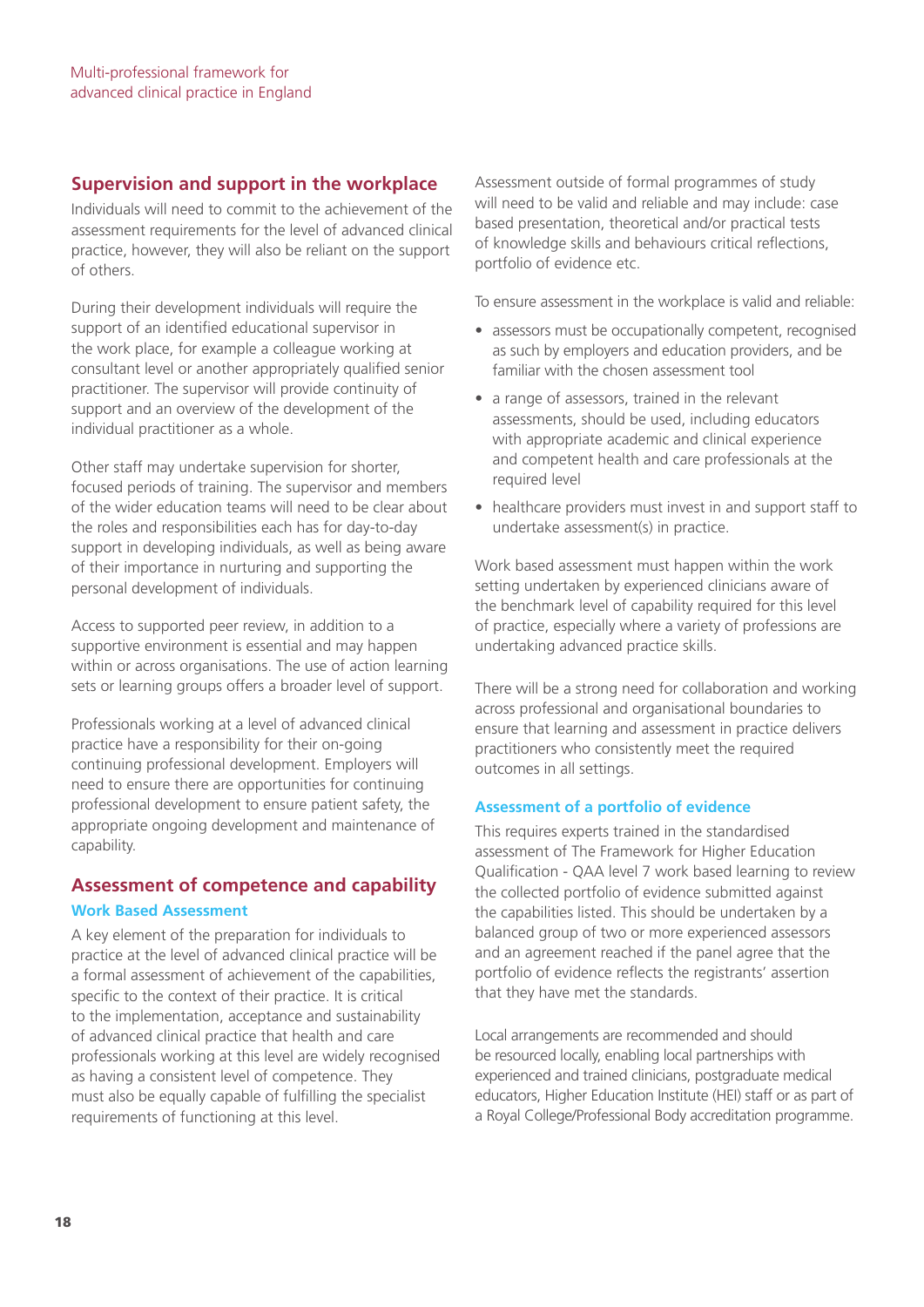## Supervision and support in the workplace

Individuals will need to commit to the achievement of the assessment requirements for the level of advanced clinical practice, however, they will also be reliant on the support of others.

During their development individuals will require the support of an identified educational supervisor in the work place, for example a colleague working at consultant level or another appropriately qualified senior practitioner. The supervisor will provide continuity of support and an overview of the development of the individual practitioner as a whole.

Other staff may undertake supervision for shorter, focused periods of training. The supervisor and members of the wider education teams will need to be clear about the roles and responsibilities each has for day-to-day support in developing individuals, as well as being aware of their importance in nurturing and supporting the personal development of individuals.

Access to supported peer review, in addition to a supportive environment is essential and may happen within or across organisations. The use of action learning sets or learning groups offers a broader level of support.

Professionals working at a level of advanced clinical practice have a responsibility for their on-going continuing professional development. Employers will need to ensure there are opportunities for continuing professional development to ensure patient safety, the appropriate ongoing development and maintenance of capability.

## Assessment of competence and capability

### Work Based Assessment

A key element of the preparation for individuals to practice at the level of advanced clinical practice will be a formal assessment of achievement of the capabilities, specific to the context of their practice. It is critical to the implementation, acceptance and sustainability of advanced clinical practice that health and care professionals working at this level are widely recognised as having a consistent level of competence. They must also be equally capable of fulfilling the specialist requirements of functioning at this level.

Assessment outside of formal programmes of study will need to be valid and reliable and may include: case based presentation, theoretical and/or practical tests of knowledge skills and behaviours critical reflections, portfolio of evidence etc.

To ensure assessment in the workplace is valid and reliable:

- assessors must be occupationally competent, recognised as such by employers and education providers, and be familiar with the chosen assessment tool
- a range of assessors, trained in the relevant assessments, should be used, including educators with appropriate academic and clinical experience and competent health and care professionals at the required level
- healthcare providers must invest in and support staff to undertake assessment(s) in practice.

Work based assessment must happen within the work setting undertaken by experienced clinicians aware of the benchmark level of capability required for this level of practice, especially where a variety of professions are undertaking advanced practice skills.

There will be a strong need for collaboration and working across professional and organisational boundaries to ensure that learning and assessment in practice delivers practitioners who consistently meet the required outcomes in all settings.

### Assessment of a portfolio of evidence

This requires experts trained in the standardised assessment of The Framework for Higher Education Qualification - QAA level 7 work based learning to review the collected portfolio of evidence submitted against the capabilities listed. This should be undertaken by a balanced group of two or more experienced assessors and an agreement reached if the panel agree that the portfolio of evidence reflects the registrants' assertion that they have met the standards.

Local arrangements are recommended and should be resourced locally, enabling local partnerships with experienced and trained clinicians, postgraduate medical educators, Higher Education Institute (HEI) staff or as part of a Royal College/Professional Body accreditation programme.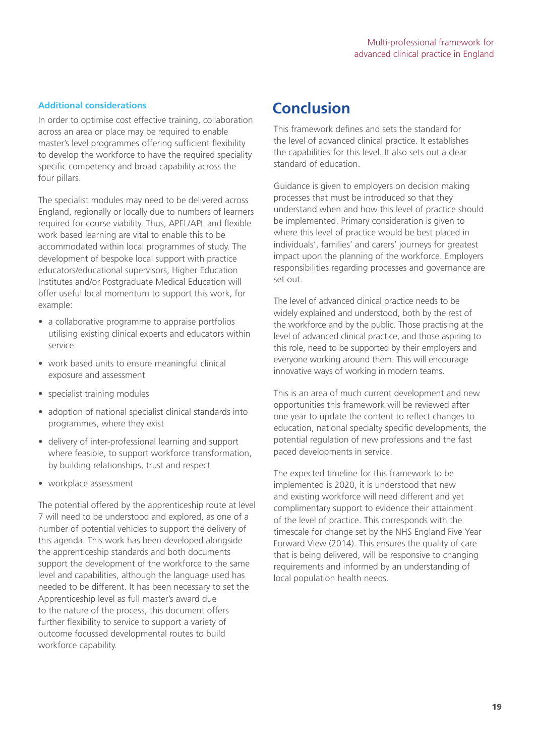### Additional considerations

In order to optimise cost effective training, collaboration across an area or place may be required to enable master's level programmes offering sufficient flexibility to develop the workforce to have the required speciality specific competency and broad capability across the four pillars.

The specialist modules may need to be delivered across England, regionally or locally due to numbers of learners required for course viability. Thus, APEL/APL and flexible work based learning are vital to enable this to be accommodated within local programmes of study. The development of bespoke local support with practice educators/educational supervisors, Higher Education Institutes and/or Postgraduate Medical Education will offer useful local momentum to support this work, for example:

- a collaborative programme to appraise portfolios utilising existing clinical experts and educators within service
- work based units to ensure meaningful clinical exposure and assessment
- specialist training modules
- adoption of national specialist clinical standards into programmes, where they exist
- delivery of inter-professional learning and support where feasible, to support workforce transformation, by building relationships, trust and respect
- workplace assessment

The potential offered by the apprenticeship route at level 7 will need to be understood and explored, as one of a number of potential vehicles to support the delivery of this agenda. This work has been developed alongside the apprenticeship standards and both documents support the development of the workforce to the same level and capabilities, although the language used has needed to be different. It has been necessary to set the Apprenticeship level as full master's award due to the nature of the process, this document offers further flexibility to service to support a variety of outcome focussed developmental routes to build workforce capability.

# Conclusion

This framework defines and sets the standard for the level of advanced clinical practice. It establishes the capabilities for this level. It also sets out a clear standard of education.

Guidance is given to employers on decision making processes that must be introduced so that they understand when and how this level of practice should be implemented. Primary consideration is given to where this level of practice would be best placed in individuals', families' and carers' journeys for greatest impact upon the planning of the workforce. Employers responsibilities regarding processes and governance are set out.

The level of advanced clinical practice needs to be widely explained and understood, both by the rest of the workforce and by the public. Those practising at the level of advanced clinical practice, and those aspiring to this role, need to be supported by their employers and everyone working around them. This will encourage innovative ways of working in modern teams.

This is an area of much current development and new opportunities this framework will be reviewed after one year to update the content to reflect changes to education, national specialty specific developments, the potential regulation of new professions and the fast paced developments in service.

The expected timeline for this framework to be implemented is 2020, it is understood that new and existing workforce will need different and yet complimentary support to evidence their attainment of the level of practice. This corresponds with the timescale for change set by the NHS England Five Year Forward View (2014). This ensures the quality of care that is being delivered, will be responsive to changing requirements and informed by an understanding of local population health needs.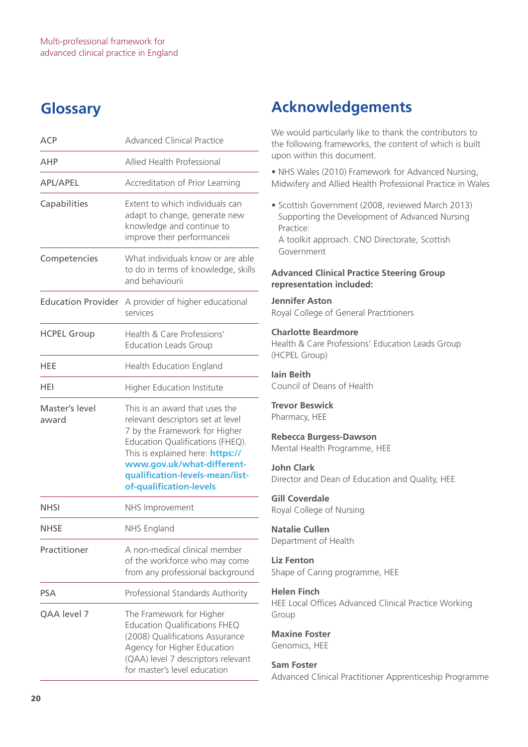## Glossary

| | |
|---|---|
| ACP | Advanced Clinical Practice |
| AHP | Allied Health Professional |
| APL/APEL | Accreditation of Prior Learning |
| Capabilities | Extent to which individuals can adapt to change, generate new knowledge and continue to improve their performanceii |
| Competencies | What individuals know or are able to do in terms of knowledge, skills and behaviourii |
| Education Provider | A provider of higher educational services |
| HCPEL Group | Health & Care Professions' Education Leads Group |
| HEE | Health Education England |
| HEI | Higher Education Institute |
| Master's level award | This is an award that uses the relevant descriptors set at level 7 by the Framework for Higher Education Qualifications (FHEQ). This is explained here: **https://www.gov.uk/what-different-qualification-levels-mean/list-of-qualification-levels** |
| NHSI | NHS Improvement |
| NHSE | NHS England |
| Practitioner | A non-medical clinical member of the workforce who may come from any professional background |
| PSA | Professional Standards Authority |
| QAA level 7 | The Framework for Higher Education Qualifications FHEQ (2008) Qualifications Assurance Agency for Higher Education (QAA) level 7 descriptors relevant for master's level education |

## Acknowledgements

We would particularly like to thank the contributors to the following frameworks, the content of which is built upon within this document.

- NHS Wales (2010) Framework for Advanced Nursing, Midwifery and Allied Health Professional Practice in Wales
- Scottish Government (2008, reviewed March 2013) Supporting the Development of Advanced Nursing Practice: A toolkit approach. CNO Directorate, Scottish Government

**Advanced Clinical Practice Steering Group representation included:**

**Jennifer Aston**
Royal College of General Practitioners

**Charlotte Beardmore**
Health & Care Professions' Education Leads Group (HCPEL Group)

**Iain Beith**
Council of Deans of Health

**Trevor Beswick**
Pharmacy, HEE

**Rebecca Burgess-Dawson**
Mental Health Programme, HEE

**John Clark**
Director and Dean of Education and Quality, HEE

**Gill Coverdale**
Royal College of Nursing

**Natalie Cullen**
Department of Health

**Liz Fenton**
Shape of Caring programme, HEE

**Helen Finch**
HEE Local Offices Advanced Clinical Practice Working Group

**Maxine Foster**
Genomics, HEE

**Sam Foster**
Advanced Clinical Practitioner Apprenticeship Programme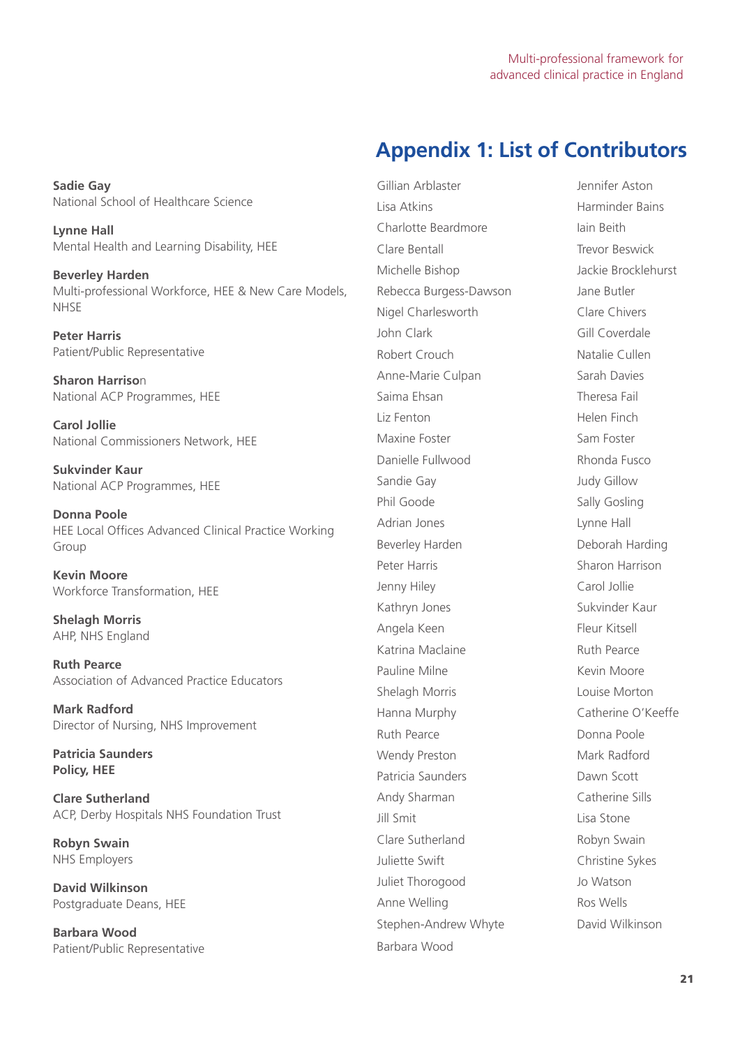## Appendix 1: List of Contributors

**Sadie Gay**
National School of Healthcare Science

**Lynne Hall**
Mental Health and Learning Disability, HEE

**Beverley Harden**
Multi-professional Workforce, HEE & New Care Models, NHSE

**Peter Harris**
Patient/Public Representative

**Sharon Harrison**
National ACP Programmes, HEE

**Carol Jollie**
National Commissioners Network, HEE

**Sukvinder Kaur**
National ACP Programmes, HEE

**Donna Poole**
HEE Local Offices Advanced Clinical Practice Working Group

**Kevin Moore**
Workforce Transformation, HEE

**Shelagh Morris**
AHP, NHS England

**Ruth Pearce**
Association of Advanced Practice Educators

**Mark Radford**
Director of Nursing, NHS Improvement

**Patricia Saunders**
**Policy, HEE**

**Clare Sutherland**
ACP, Derby Hospitals NHS Foundation Trust

**Robyn Swain**
NHS Employers

**David Wilkinson**
Postgraduate Deans, HEE

**Barbara Wood**
Patient/Public Representative

Gillian Arblaster
Lisa Atkins
Charlotte Beardmore
Clare Bentall
Michelle Bishop
Rebecca Burgess-Dawson
Nigel Charlesworth
John Clark
Robert Crouch
Anne-Marie Culpan
Saima Ehsan
Liz Fenton
Maxine Foster
Danielle Fullwood
Sandie Gay
Phil Goode
Adrian Jones
Beverley Harden
Peter Harris
Jenny Hiley
Kathryn Jones
Angela Keen
Katrina Maclaine
Pauline Milne
Shelagh Morris
Hanna Murphy
Ruth Pearce
Wendy Preston
Patricia Saunders
Andy Sharman
Jill Smit
Clare Sutherland
Juliette Swift
Juliet Thorogood
Anne Welling
Stephen-Andrew Whyte
Barbara Wood

Jennifer Aston
Harminder Bains
Iain Beith
Trevor Beswick
Jackie Brocklehurst
Jane Butler
Clare Chivers
Gill Coverdale
Natalie Cullen
Sarah Davies
Theresa Fail
Helen Finch
Sam Foster
Rhonda Fusco
Judy Gillow
Sally Gosling
Lynne Hall
Deborah Harding
Sharon Harrison
Carol Jollie
Sukvinder Kaur
Fleur Kitsell
Ruth Pearce
Kevin Moore
Louise Morton
Catherine O'Keeffe
Donna Poole
Mark Radford
Dawn Scott
Catherine Sills
Lisa Stone
Robyn Swain
Christine Sykes
Jo Watson
Ros Wells
David Wilkinson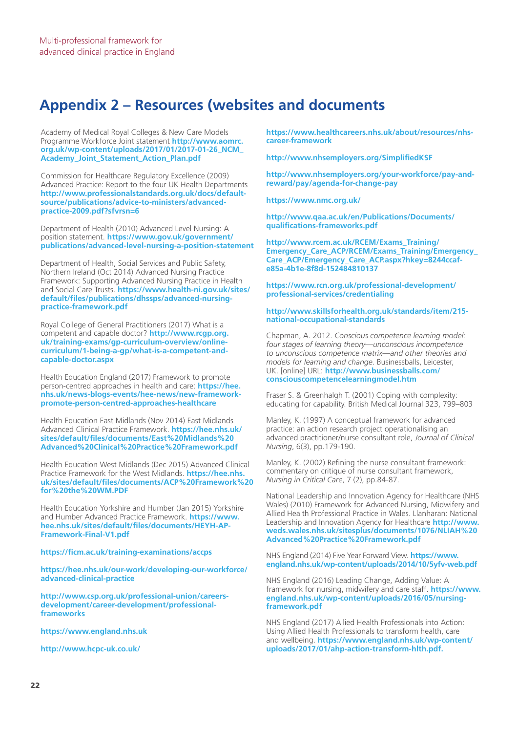## Appendix 2 – Resources (websites and documents

Academy of Medical Royal Colleges & New Care Models Programme Workforce Joint statement **http://www.aomrc.org.uk/wp-content/uploads/2017/01/2017-01-26_NCM_Academy_Joint_Statement_Action_Plan.pdf**

Commission for Healthcare Regulatory Excellence (2009) Advanced Practice: Report to the four UK Health Departments **http://www.professionalstandards.org.uk/docs/default-source/publications/advice-to-ministers/advanced-practice-2009.pdf?sfvrsn=6**

Department of Health (2010) Advanced Level Nursing: A position statement. **https://www.gov.uk/government/publications/advanced-level-nursing-a-position-statement**

Department of Health, Social Services and Public Safety, Northern Ireland (Oct 2014) Advanced Nursing Practice Framework: Supporting Advanced Nursing Practice in Health and Social Care Trusts. **https://www.health-ni.gov.uk/sites/default/files/publications/dhssps/advanced-nursing-practice-framework.pdf**

Royal College of General Practitioners (2017) What is a competent and capable doctor? **http://www.rcgp.org.uk/training-exams/gp-curriculum-overview/online-curriculum/1-being-a-gp/what-is-a-competent-and-capable-doctor.aspx**

Health Education England (2017) Framework to promote person-centred approaches in health and care: **https://hee.nhs.uk/news-blogs-events/hee-news/new-framework-promote-person-centred-approaches-healthcare**

Health Education East Midlands (Nov 2014) East Midlands Advanced Clinical Practice Framework. **https://hee.nhs.uk/sites/default/files/documents/East%20Midlands%20Advanced%20Clinical%20Practice%20Framework.pdf**

Health Education West Midlands (Dec 2015) Advanced Clinical Practice Framework for the West Midlands. **https://hee.nhs.uk/sites/default/files/documents/ACP%20Framework%20for%20the%20WM.PDF**

Health Education Yorkshire and Humber (Jan 2015) Yorkshire and Humber Advanced Practice Framework. **https://www.hee.nhs.uk/sites/default/files/documents/HEYH-AP-Framework-Final-V1.pdf**

**https://ficm.ac.uk/training-examinations/accps**

**https://hee.nhs.uk/our-work/developing-our-workforce/advanced-clinical-practice**

**http://www.csp.org.uk/professional-union/careers-development/career-development/professional-frameworks**

**https://www.england.nhs.uk**

**http://www.hcpc-uk.co.uk/**

**https://www.healthcareers.nhs.uk/about/resources/nhs-career-framework**

**http://www.nhsemployers.org/SimplifiedKSF**

**http://www.nhsemployers.org/your-workforce/pay-and-reward/pay/agenda-for-change-pay**

**https://www.nmc.org.uk/**

**http://www.qaa.ac.uk/en/Publications/Documents/qualifications-frameworks.pdf**

**http://www.rcem.ac.uk/RCEM/Exams_Training/Emergency_Care_ACP/RCEM/Exams_Training/Emergency_Care_ACP/Emergency_Care_ACP.aspx?hkey=8244ccaf-e85a-4b1e-8f8d-152484810137**

**https://www.rcn.org.uk/professional-development/professional-services/credentialing**

**http://www.skillsforhealth.org.uk/standards/item/215-national-occupational-standards**

Chapman, A. 2012. *Conscious competence learning model: four stages of learning theory—unconscious incompetence to unconscious competence matrix—and other theories and models for learning and change.* Businessballs, Leicester, UK. [online] URL: **http://www.businessballs.com/consciouscompetencelearningmodel.htm**

Fraser S. & Greenhalgh T. (2001) Coping with complexity: educating for capability. British Medical Journal 323, 799–803

Manley, K. (1997) A conceptual framework for advanced practice: an action research project operationalising an advanced practitioner/nurse consultant role, *Journal of Clinical Nursing*, 6(3), pp.179-190.

Manley, K. (2002) Refining the nurse consultant framework: commentary on critique of nurse consultant framework, *Nursing in Critical Care*, 7 (2), pp.84-87.

National Leadership and Innovation Agency for Healthcare (NHS Wales) (2010) Framework for Advanced Nursing, Midwifery and Allied Health Professional Practice in Wales. Llanharan: National Leadership and Innovation Agency for Healthcare **http://www.weds.wales.nhs.uk/sitesplus/documents/1076/NLIAH%20Advanced%20Practice%20Framework.pdf**

NHS England (2014) Five Year Forward View. **https://www.england.nhs.uk/wp-content/uploads/2014/10/5yfv-web.pdf**

NHS England (2016) Leading Change, Adding Value: A framework for nursing, midwifery and care staff. **https://www.england.nhs.uk/wp-content/uploads/2016/05/nursing-framework.pdf**

NHS England (2017) Allied Health Professionals into Action: Using Allied Health Professionals to transform health, care and wellbeing. **https://www.england.nhs.uk/wp-content/uploads/2017/01/ahp-action-transform-hlth.pdf.**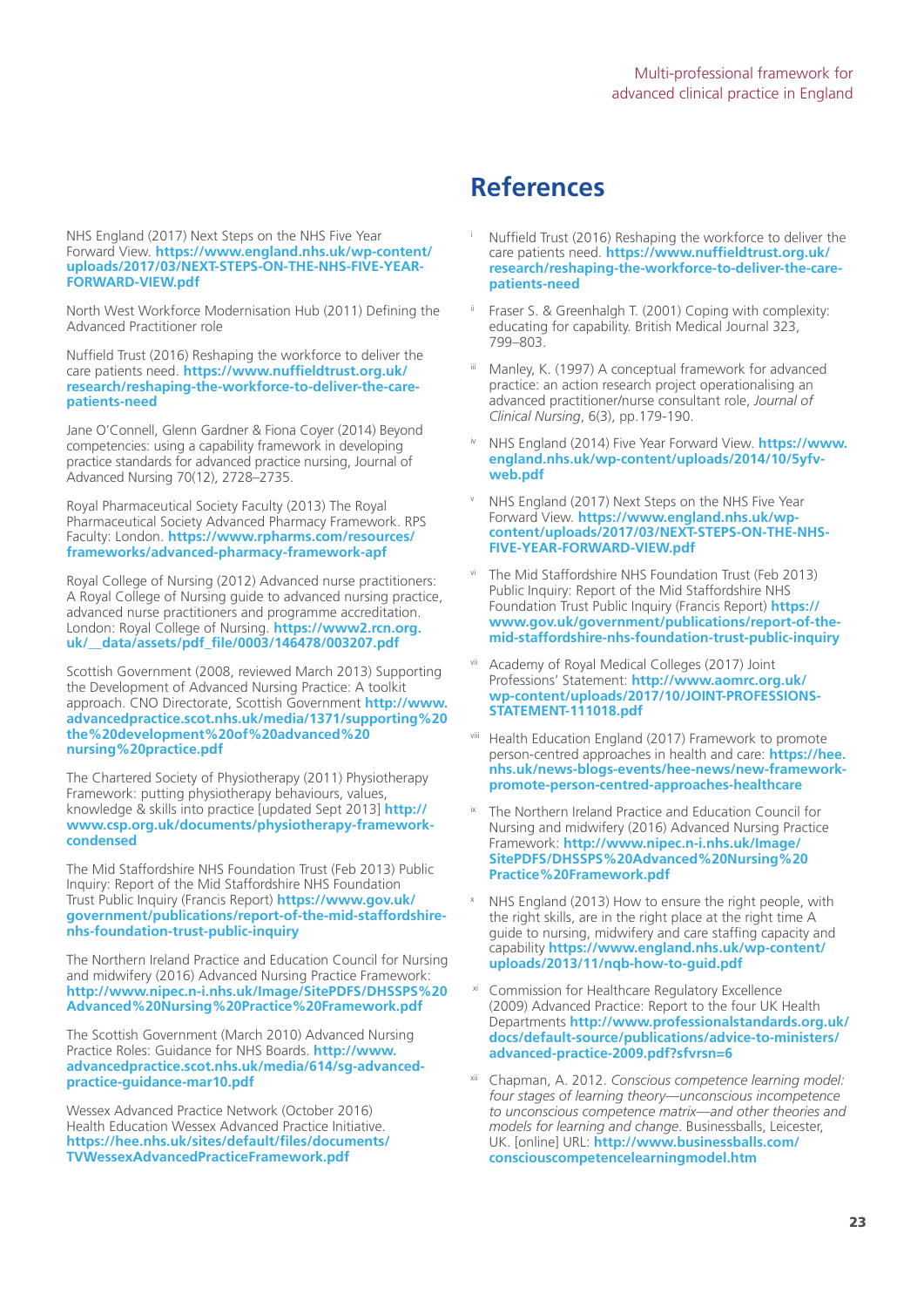NHS England (2017) Next Steps on the NHS Five Year Forward View. **https://www.england.nhs.uk/wp-content/uploads/2017/03/NEXT-STEPS-ON-THE-NHS-FIVE-YEAR-FORWARD-VIEW.pdf**

North West Workforce Modernisation Hub (2011) Defining the Advanced Practitioner role

Nuffield Trust (2016) Reshaping the workforce to deliver the care patients need. **https://www.nuffieldtrust.org.uk/research/reshaping-the-workforce-to-deliver-the-care-patients-need**

Jane O'Connell, Glenn Gardner & Fiona Coyer (2014) Beyond competencies: using a capability framework in developing practice standards for advanced practice nursing, Journal of Advanced Nursing 70(12), 2728–2735.

Royal Pharmaceutical Society Faculty (2013) The Royal Pharmaceutical Society Advanced Pharmacy Framework. RPS Faculty: London. **https://www.rpharms.com/resources/frameworks/advanced-pharmacy-framework-apf**

Royal College of Nursing (2012) Advanced nurse practitioners: A Royal College of Nursing guide to advanced nursing practice, advanced nurse practitioners and programme accreditation. London: Royal College of Nursing. **https://www2.rcn.org.uk/__data/assets/pdf_file/0003/146478/003207.pdf**

Scottish Government (2008, reviewed March 2013) Supporting the Development of Advanced Nursing Practice: A toolkit approach. CNO Directorate, Scottish Government **http://www.advancedpractice.scot.nhs.uk/media/1371/supporting%20the%20development%20of%20advanced%20nursing%20practice.pdf**

The Chartered Society of Physiotherapy (2011) Physiotherapy Framework: putting physiotherapy behaviours, values, knowledge & skills into practice [updated Sept 2013] **http://www.csp.org.uk/documents/physiotherapy-framework-condensed**

The Mid Staffordshire NHS Foundation Trust (Feb 2013) Public Inquiry: Report of the Mid Staffordshire NHS Foundation Trust Public Inquiry (Francis Report) **https://www.gov.uk/government/publications/report-of-the-mid-staffordshire-nhs-foundation-trust-public-inquiry**

The Northern Ireland Practice and Education Council for Nursing and midwifery (2016) Advanced Nursing Practice Framework: **http://www.nipec.n-i.nhs.uk/Image/SitePDFS/DHSSPS%20Advanced%20Nursing%20Practice%20Framework.pdf**

The Scottish Government (March 2010) Advanced Nursing Practice Roles: Guidance for NHS Boards. **http://www.advancedpractice.scot.nhs.uk/media/614/sg-advanced-practice-guidance-mar10.pdf**

Wessex Advanced Practice Network (October 2016) Health Education Wessex Advanced Practice Initiative. **https://hee.nhs.uk/sites/default/files/documents/TVWessexAdvancedPracticeFramework.pdf**

# References

- [i] Nuffield Trust (2016) Reshaping the workforce to deliver the care patients need. **https://www.nuffieldtrust.org.uk/research/reshaping-the-workforce-to-deliver-the-care-patients-need**
- [ii] Fraser S. & Greenhalgh T. (2001) Coping with complexity: educating for capability. British Medical Journal 323, 799–803.
- [iii] Manley, K. (1997) A conceptual framework for advanced practice: an action research project operationalising an advanced practitioner/nurse consultant role, *Journal of Clinical Nursing*, 6(3), pp.179-190.
- [iv] NHS England (2014) Five Year Forward View. **https://www.england.nhs.uk/wp-content/uploads/2014/10/5yfv-web.pdf**
- [v] NHS England (2017) Next Steps on the NHS Five Year Forward View. **https://www.england.nhs.uk/wp-content/uploads/2017/03/NEXT-STEPS-ON-THE-NHS-FIVE-YEAR-FORWARD-VIEW.pdf**
- [vi] The Mid Staffordshire NHS Foundation Trust (Feb 2013) Public Inquiry: Report of the Mid Staffordshire NHS Foundation Trust Public Inquiry (Francis Report) **https://www.gov.uk/government/publications/report-of-the-mid-staffordshire-nhs-foundation-trust-public-inquiry**
- [vii] Academy of Royal Medical Colleges (2017) Joint Professions' Statement: **http://www.aomrc.org.uk/wp-content/uploads/2017/10/JOINT-PROFESSIONS-STATEMENT-111018.pdf**
- [viii] Health Education England (2017) Framework to promote person-centred approaches in health and care: **https://hee.nhs.uk/news-blogs-events/hee-news/new-framework-promote-person-centred-approaches-healthcare**
- [ix] The Northern Ireland Practice and Education Council for Nursing and midwifery (2016) Advanced Nursing Practice Framework: **http://www.nipec.n-i.nhs.uk/Image/SitePDFS/DHSSPS%20Advanced%20Nursing%20Practice%20Framework.pdf**
- [x] NHS England (2013) How to ensure the right people, with the right skills, are in the right place at the right time A guide to nursing, midwifery and care staffing capacity and capability **https://www.england.nhs.uk/wp-content/uploads/2013/11/nqb-how-to-guid.pdf**
- [xi] Commission for Healthcare Regulatory Excellence (2009) Advanced Practice: Report to the four UK Health Departments **http://www.professionalstandards.org.uk/docs/default-source/publications/advice-to-ministers/advanced-practice-2009.pdf?sfvrsn=6**
- [xii] Chapman, A. 2012. *Conscious competence learning model: four stages of learning theory—unconscious incompetence to unconscious competence matrix—and other theories and models for learning and change*. Businessballs, Leicester, UK. [online] URL: **http://www.businessballs.com/consciouscompetencelearningmodel.htm**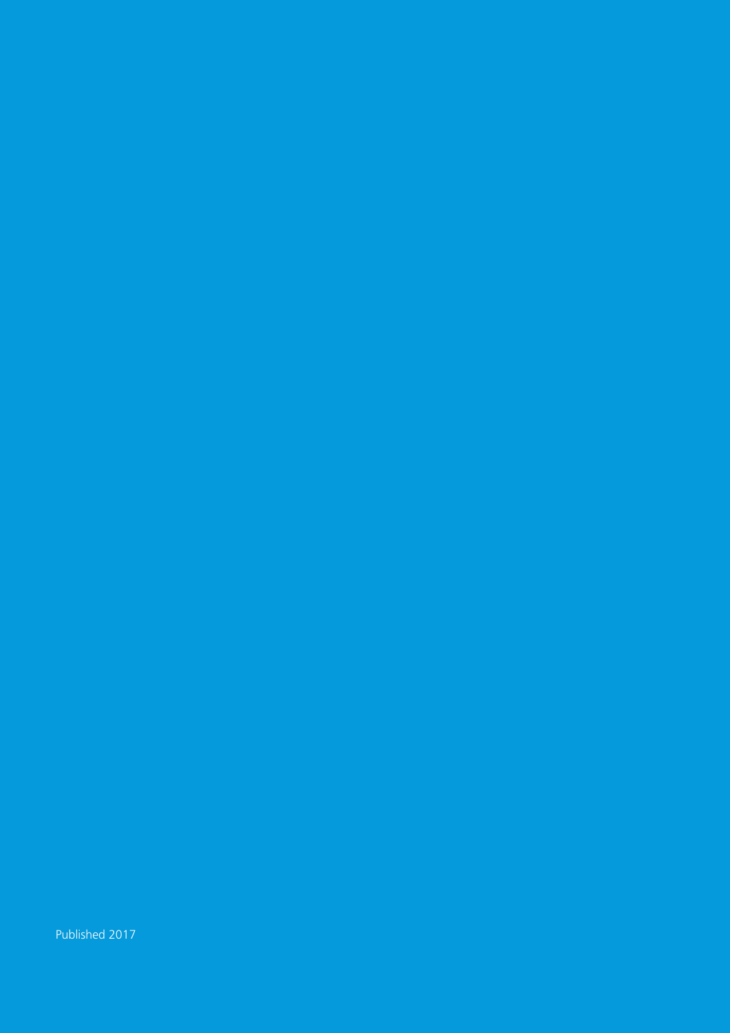Published 2017